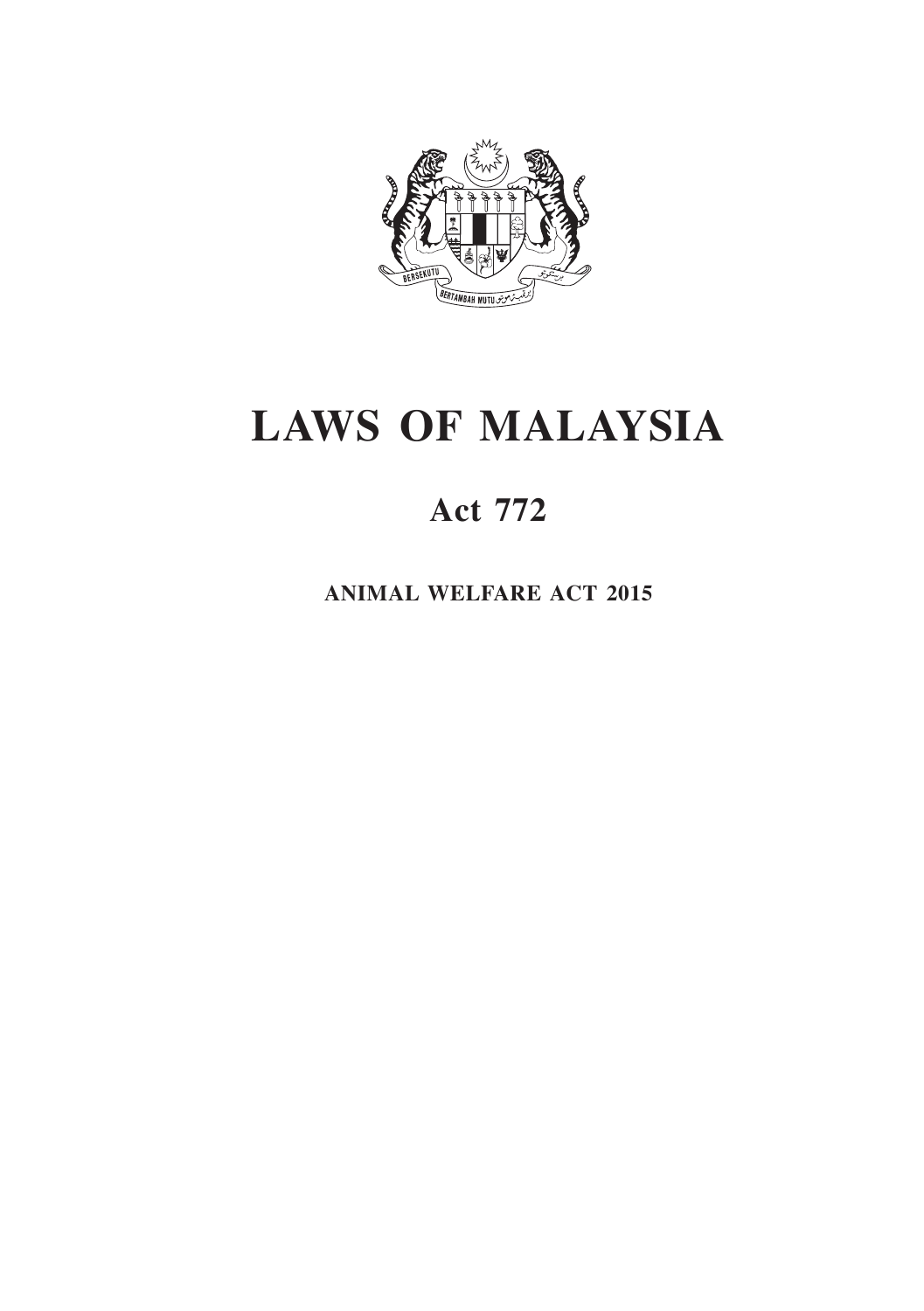# LAWS OF MALAYSIA

## Act 772

### ANIMAL WELFARE ACT 2015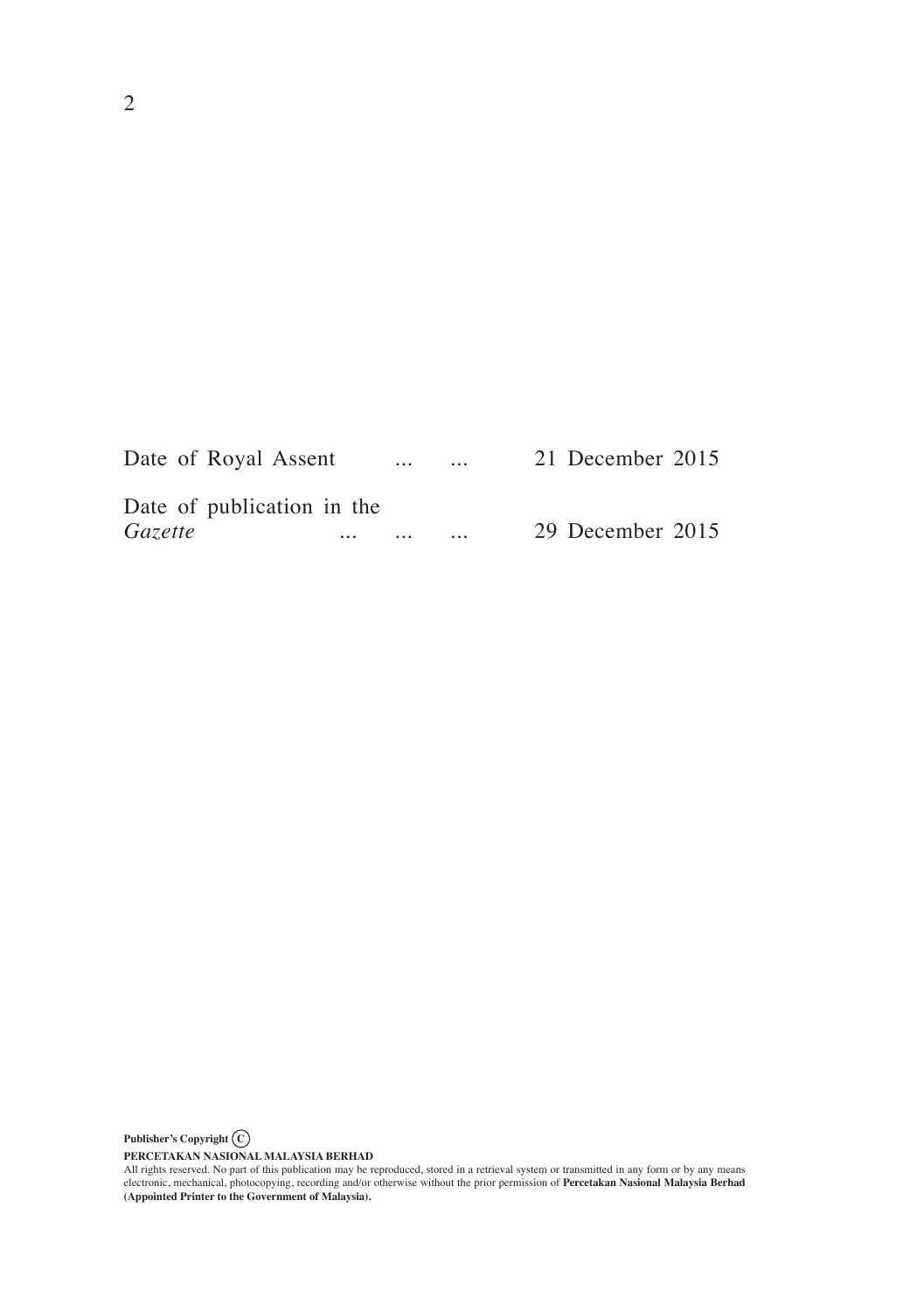| | |
|---|---|
| Date of Royal Assent ... ... | 21 December 2015 |
| Date of publication in the *Gazette* ... ... ... | 29 December 2015 |

**Publisher's Copyright ©**

**PERCETAKAN NASIONAL MALAYSIA BERHAD**

All rights reserved. No part of this publication may be reproduced, stored in a retrieval system or transmitted in any form or by any means electronic, mechanical, photocopying, recording and/or otherwise without the prior permission of **Percetakan Nasional Malaysia Berhad (Appointed Printer to the Government of Malaysia).**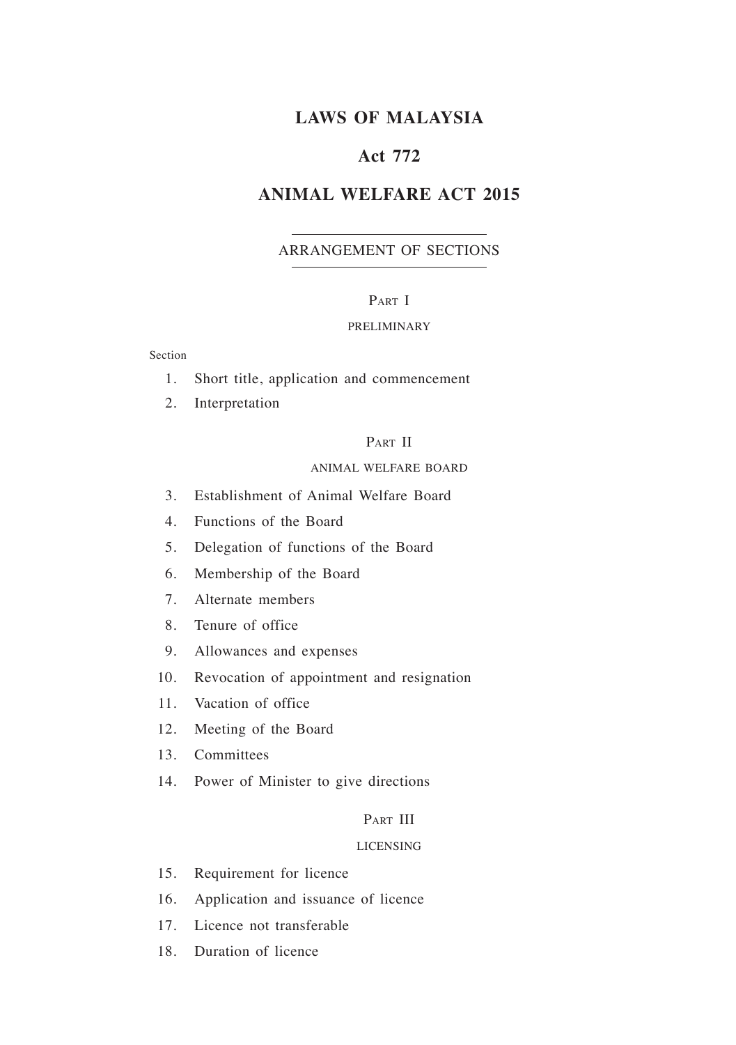# LAWS OF MALAYSIA

## Act 772

## ANIMAL WELFARE ACT 2015

ARRANGEMENT OF SECTIONS

PART I

PRELIMINARY

Section

1. Short title, application and commencement
2. Interpretation

PART II

ANIMAL WELFARE BOARD

3. Establishment of Animal Welfare Board
4. Functions of the Board
5. Delegation of functions of the Board
6. Membership of the Board
7. Alternate members
8. Tenure of office
9. Allowances and expenses
10. Revocation of appointment and resignation
11. Vacation of office
12. Meeting of the Board
13. Committees
14. Power of Minister to give directions

PART III

LICENSING

15. Requirement for licence
16. Application and issuance of licence
17. Licence not transferable
18. Duration of licence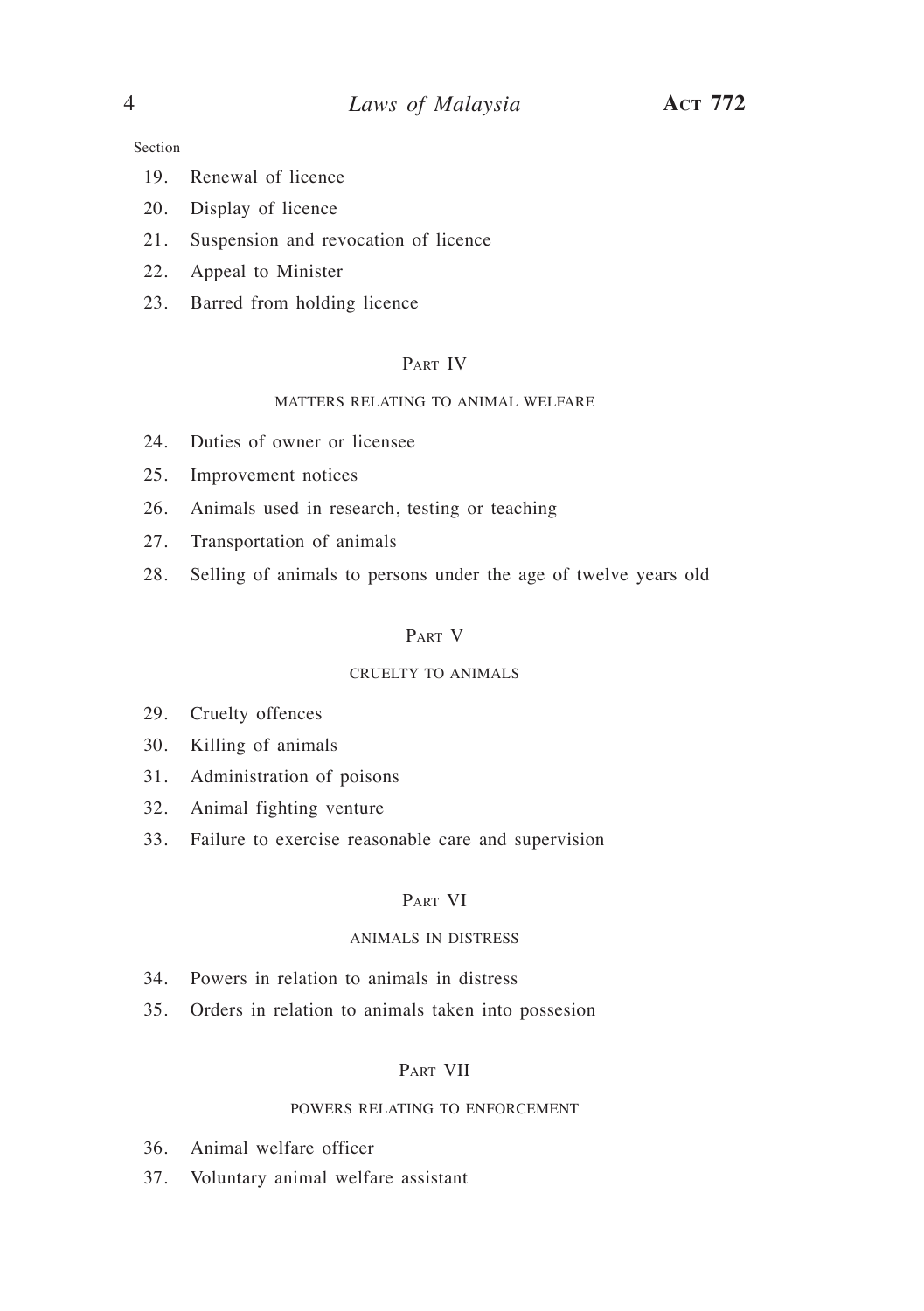Section

19. Renewal of licence
20. Display of licence
21. Suspension and revocation of licence
22. Appeal to Minister
23. Barred from holding licence

## Part IV

### matters relating to animal welfare

24. Duties of owner or licensee
25. Improvement notices
26. Animals used in research, testing or teaching
27. Transportation of animals
28. Selling of animals to persons under the age of twelve years old

## Part V

### cruelty to animals

29. Cruelty offences
30. Killing of animals
31. Administration of poisons
32. Animal fighting venture
33. Failure to exercise reasonable care and supervision

## Part VI

### animals in distress

34. Powers in relation to animals in distress
35. Orders in relation to animals taken into possesion

## Part VII

### powers relating to enforcement

36. Animal welfare officer
37. Voluntary animal welfare assistant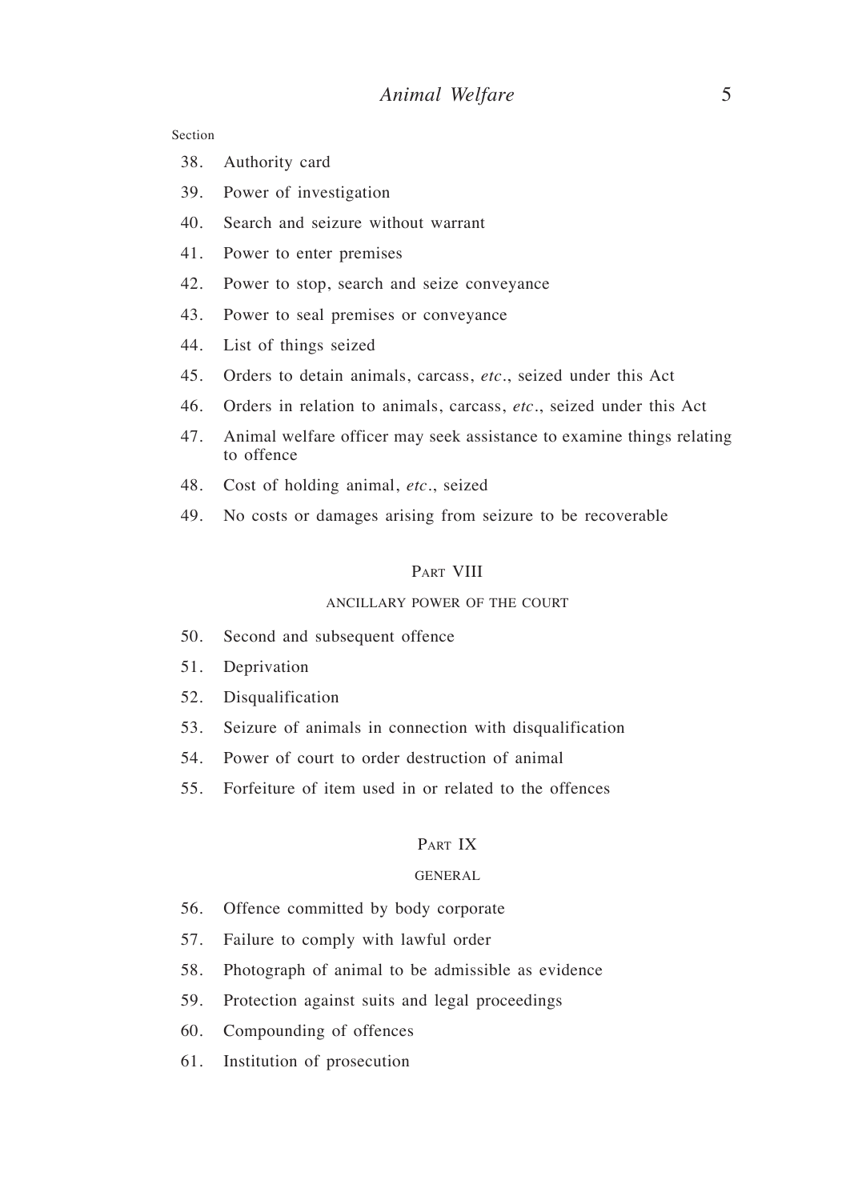Section

38. Authority card
39. Power of investigation
40. Search and seizure without warrant
41. Power to enter premises
42. Power to stop, search and seize conveyance
43. Power to seal premises or conveyance
44. List of things seized
45. Orders to detain animals, carcass, *etc*., seized under this Act
46. Orders in relation to animals, carcass, *etc*., seized under this Act
47. Animal welfare officer may seek assistance to examine things relating to offence
48. Cost of holding animal, *etc*., seized
49. No costs or damages arising from seizure to be recoverable

## Part VIII

### ANCILLARY POWER OF THE COURT

50. Second and subsequent offence
51. Deprivation
52. Disqualification
53. Seizure of animals in connection with disqualification
54. Power of court to order destruction of animal
55. Forfeiture of item used in or related to the offences

## Part IX

### GENERAL

56. Offence committed by body corporate
57. Failure to comply with lawful order
58. Photograph of animal to be admissible as evidence
59. Protection against suits and legal proceedings
60. Compounding of offences
61. Institution of prosecution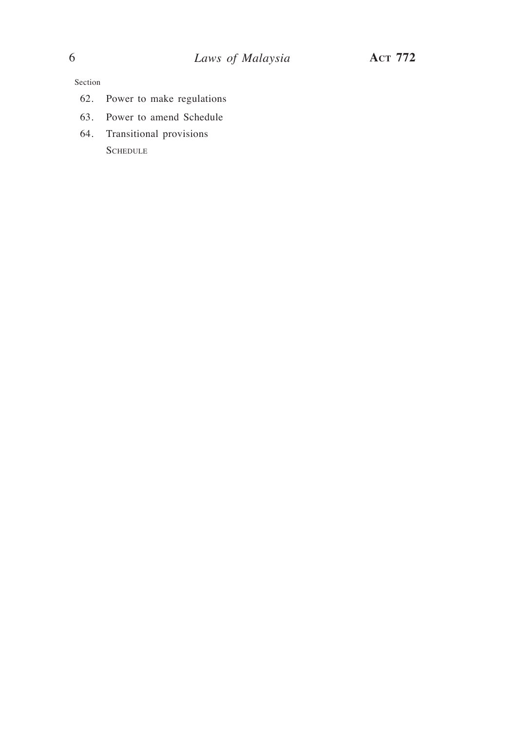Section

62. Power to make regulations
63. Power to amend Schedule
64. Transitional provisions

SCHEDULE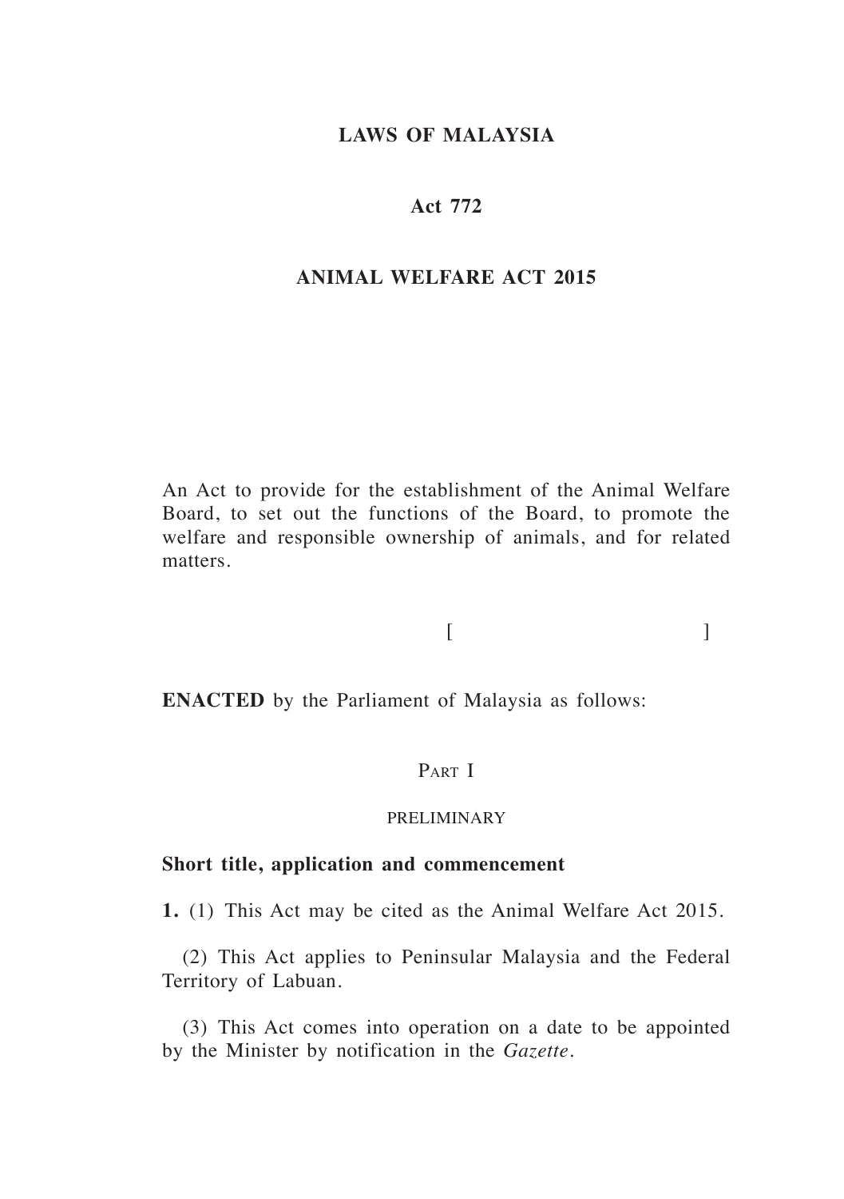# LAWS OF MALAYSIA

## Act 772

## ANIMAL WELFARE ACT 2015

An Act to provide for the establishment of the Animal Welfare Board, to set out the functions of the Board, to promote the welfare and responsible ownership of animals, and for related matters.

[ ]

**ENACTED** by the Parliament of Malaysia as follows:

### Part I

### PRELIMINARY

**Short title, application and commencement**

**1.** (1) This Act may be cited as the Animal Welfare Act 2015.

(2) This Act applies to Peninsular Malaysia and the Federal Territory of Labuan.

(3) This Act comes into operation on a date to be appointed by the Minister by notification in the *Gazette*.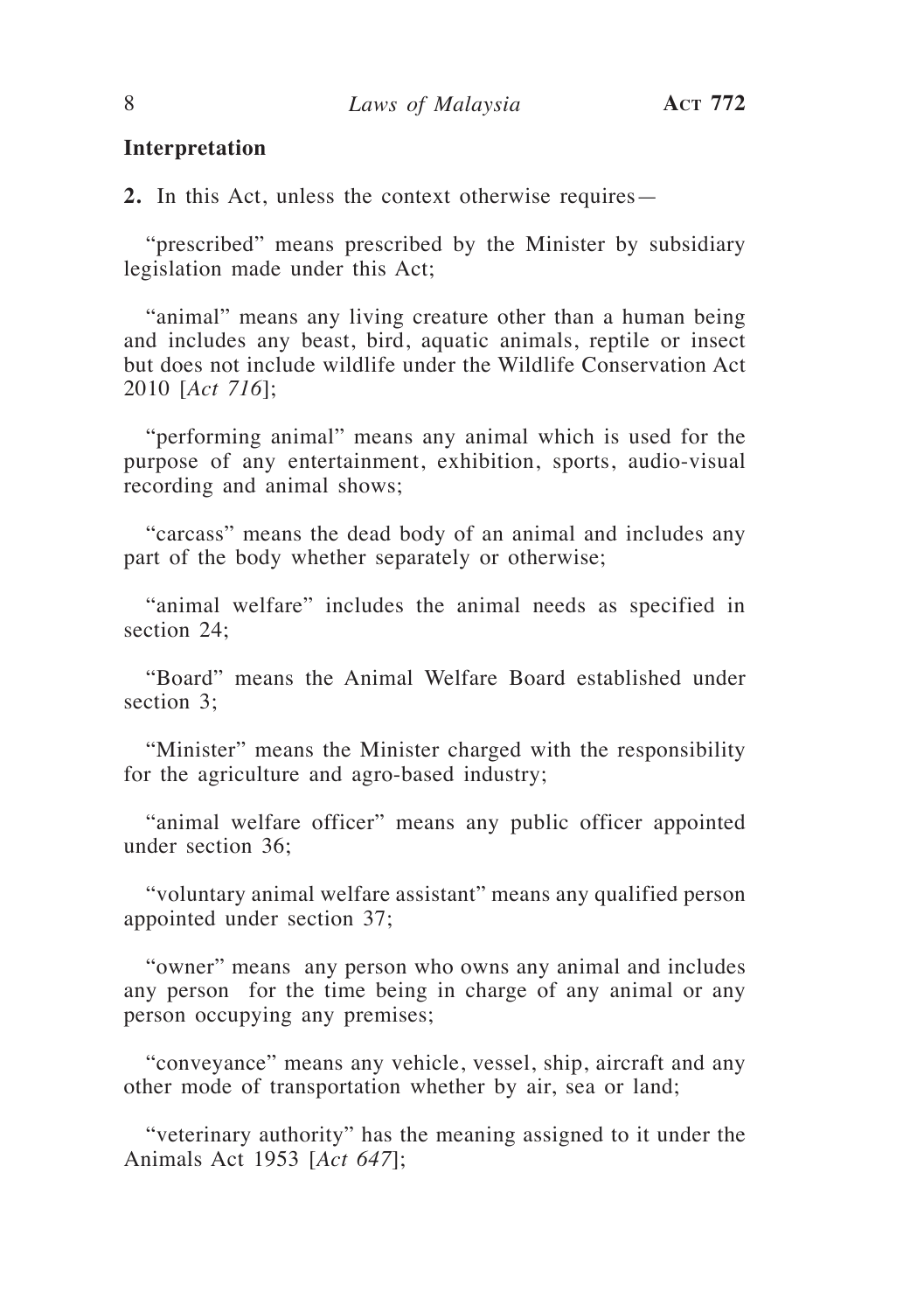**Interpretation**

**2.** In this Act, unless the context otherwise requires—

"prescribed" means prescribed by the Minister by subsidiary legislation made under this Act;

"animal" means any living creature other than a human being and includes any beast, bird, aquatic animals, reptile or insect but does not include wildlife under the Wildlife Conservation Act 2010 [*Act 716*];

"performing animal" means any animal which is used for the purpose of any entertainment, exhibition, sports, audio-visual recording and animal shows;

"carcass" means the dead body of an animal and includes any part of the body whether separately or otherwise;

"animal welfare" includes the animal needs as specified in section 24;

"Board" means the Animal Welfare Board established under section 3;

"Minister" means the Minister charged with the responsibility for the agriculture and agro-based industry;

"animal welfare officer" means any public officer appointed under section 36;

"voluntary animal welfare assistant" means any qualified person appointed under section 37;

"owner" means any person who owns any animal and includes any person for the time being in charge of any animal or any person occupying any premises;

"conveyance" means any vehicle, vessel, ship, aircraft and any other mode of transportation whether by air, sea or land;

"veterinary authority" has the meaning assigned to it under the Animals Act 1953 [*Act 647*];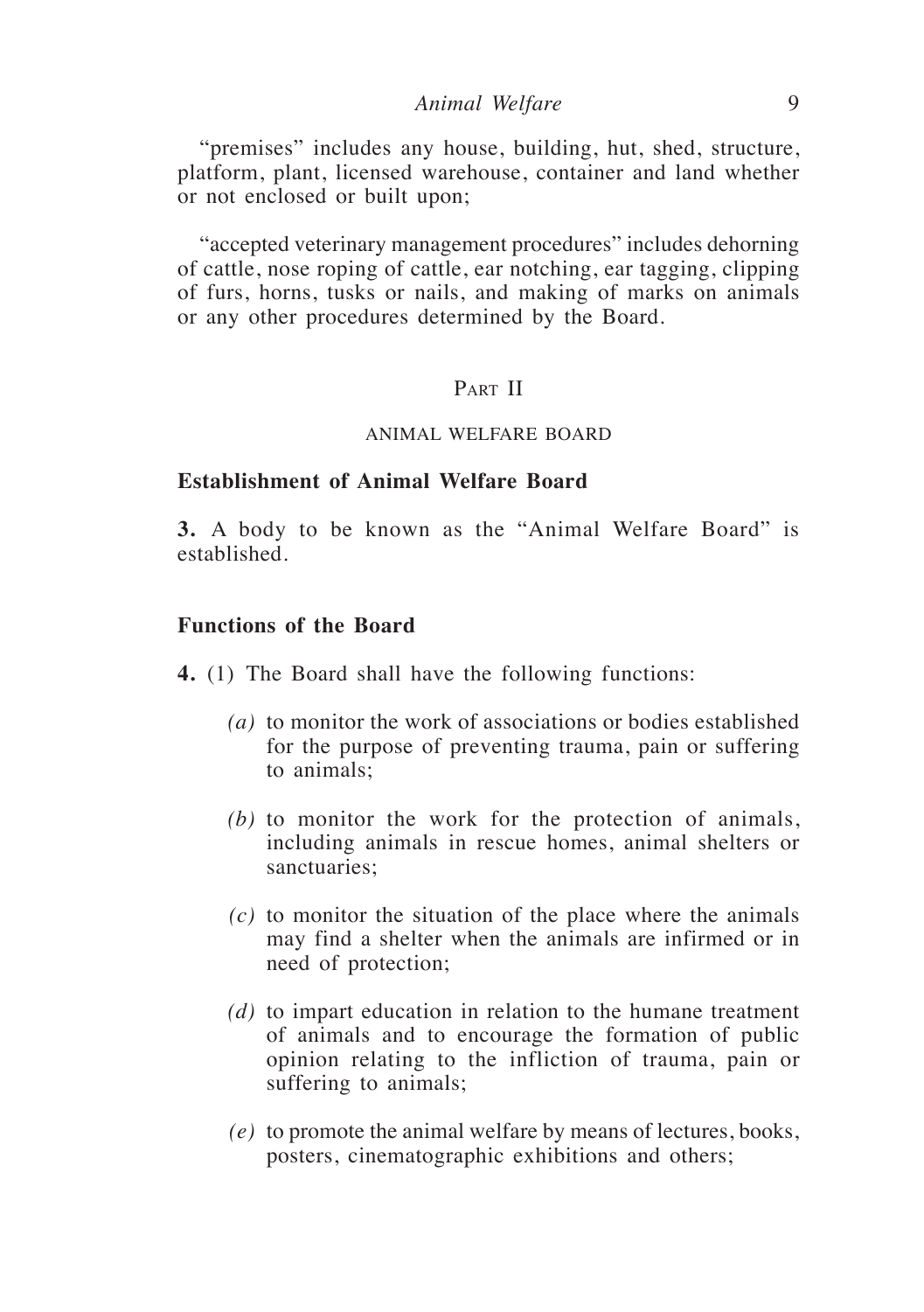"premises" includes any house, building, hut, shed, structure, platform, plant, licensed warehouse, container and land whether or not enclosed or built upon;

"accepted veterinary management procedures" includes dehorning of cattle, nose roping of cattle, ear notching, ear tagging, clipping of furs, horns, tusks or nails, and making of marks on animals or any other procedures determined by the Board.

## Part II

## ANIMAL WELFARE BOARD

### Establishment of Animal Welfare Board

**3.** A body to be known as the "Animal Welfare Board" is established.

### Functions of the Board

**4.** (1) The Board shall have the following functions:

*(a)* to monitor the work of associations or bodies established for the purpose of preventing trauma, pain or suffering to animals;

*(b)* to monitor the work for the protection of animals, including animals in rescue homes, animal shelters or sanctuaries;

*(c)* to monitor the situation of the place where the animals may find a shelter when the animals are infirmed or in need of protection;

*(d)* to impart education in relation to the humane treatment of animals and to encourage the formation of public opinion relating to the infliction of trauma, pain or suffering to animals;

*(e)* to promote the animal welfare by means of lectures, books, posters, cinematographic exhibitions and others;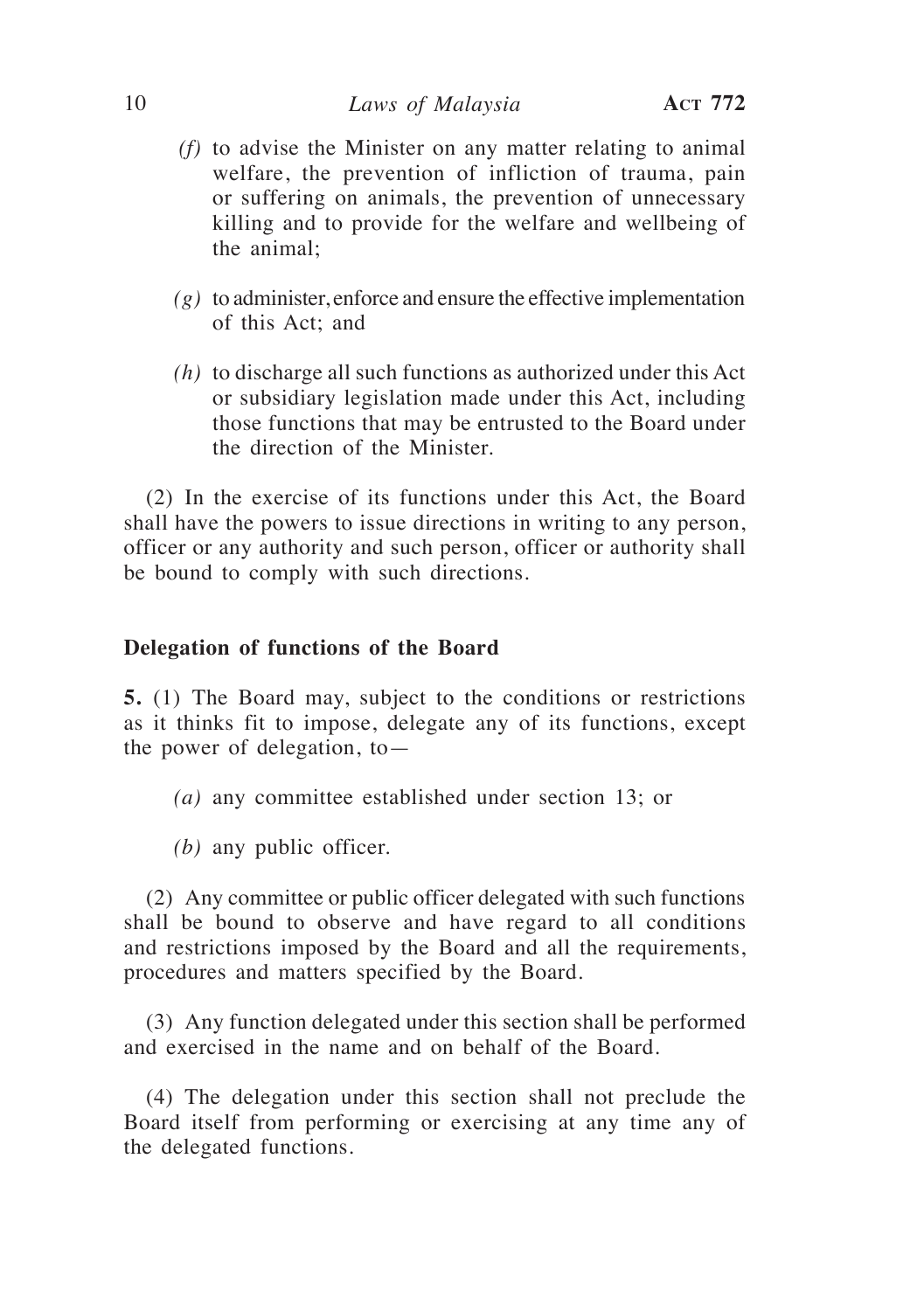*(f)* to advise the Minister on any matter relating to animal welfare, the prevention of infliction of trauma, pain or suffering on animals, the prevention of unnecessary killing and to provide for the welfare and wellbeing of the animal;

*(g)* to administer, enforce and ensure the effective implementation of this Act; and

*(h)* to discharge all such functions as authorized under this Act or subsidiary legislation made under this Act, including those functions that may be entrusted to the Board under the direction of the Minister.

(2) In the exercise of its functions under this Act, the Board shall have the powers to issue directions in writing to any person, officer or any authority and such person, officer or authority shall be bound to comply with such directions.

**Delegation of functions of the Board**

**5.** (1) The Board may, subject to the conditions or restrictions as it thinks fit to impose, delegate any of its functions, except the power of delegation, to—

*(a)* any committee established under section 13; or

*(b)* any public officer.

(2) Any committee or public officer delegated with such functions shall be bound to observe and have regard to all conditions and restrictions imposed by the Board and all the requirements, procedures and matters specified by the Board.

(3) Any function delegated under this section shall be performed and exercised in the name and on behalf of the Board.

(4) The delegation under this section shall not preclude the Board itself from performing or exercising at any time any of the delegated functions.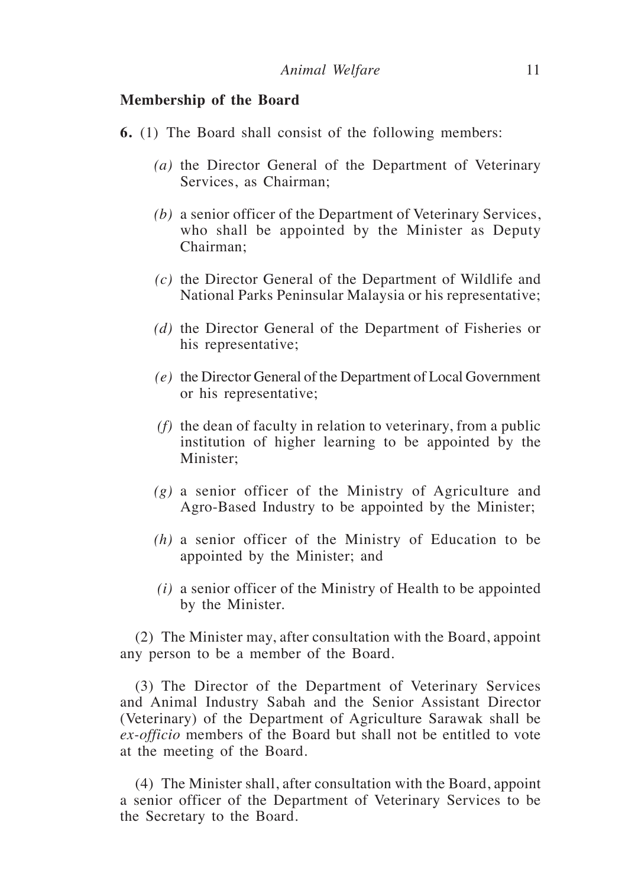## Membership of the Board

**6.** (1) The Board shall consist of the following members:

*(a)* the Director General of the Department of Veterinary Services, as Chairman;

*(b)* a senior officer of the Department of Veterinary Services, who shall be appointed by the Minister as Deputy Chairman;

*(c)* the Director General of the Department of Wildlife and National Parks Peninsular Malaysia or his representative;

*(d)* the Director General of the Department of Fisheries or his representative;

*(e)* the Director General of the Department of Local Government or his representative;

*(f)* the dean of faculty in relation to veterinary, from a public institution of higher learning to be appointed by the Minister;

*(g)* a senior officer of the Ministry of Agriculture and Agro-Based Industry to be appointed by the Minister;

*(h)* a senior officer of the Ministry of Education to be appointed by the Minister; and

*(i)* a senior officer of the Ministry of Health to be appointed by the Minister.

(2) The Minister may, after consultation with the Board, appoint any person to be a member of the Board.

(3) The Director of the Department of Veterinary Services and Animal Industry Sabah and the Senior Assistant Director (Veterinary) of the Department of Agriculture Sarawak shall be *ex-officio* members of the Board but shall not be entitled to vote at the meeting of the Board.

(4) The Minister shall, after consultation with the Board, appoint a senior officer of the Department of Veterinary Services to be the Secretary to the Board.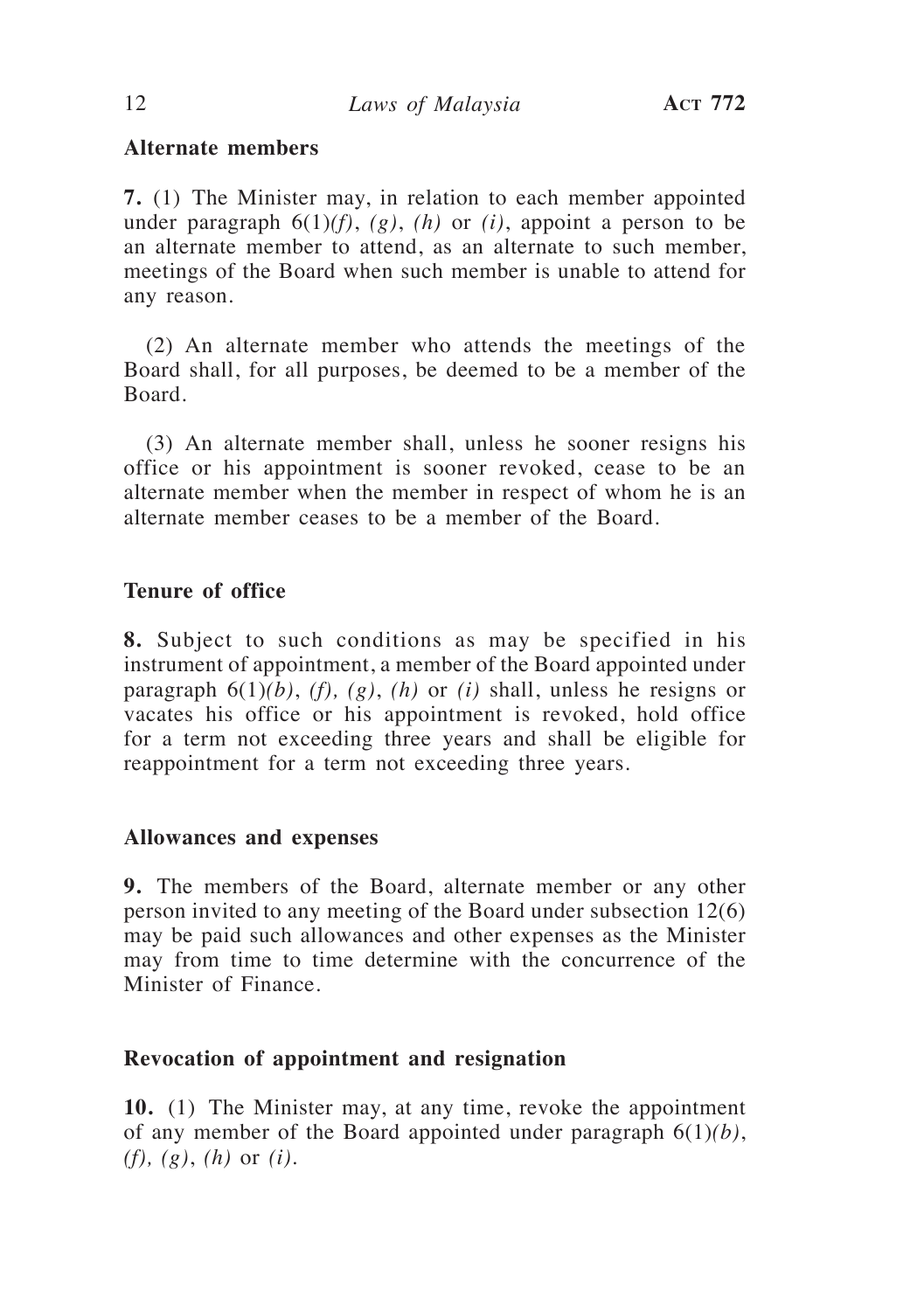**Alternate members**

**7.** (1) The Minister may, in relation to each member appointed under paragraph 6(1)*(f)*, *(g)*, *(h)* or *(i)*, appoint a person to be an alternate member to attend, as an alternate to such member, meetings of the Board when such member is unable to attend for any reason.

(2) An alternate member who attends the meetings of the Board shall, for all purposes, be deemed to be a member of the Board.

(3) An alternate member shall, unless he sooner resigns his office or his appointment is sooner revoked, cease to be an alternate member when the member in respect of whom he is an alternate member ceases to be a member of the Board.

**Tenure of office**

**8.** Subject to such conditions as may be specified in his instrument of appointment, a member of the Board appointed under paragraph 6(1)*(b)*, *(f)*, *(g)*, *(h)* or *(i)* shall, unless he resigns or vacates his office or his appointment is revoked, hold office for a term not exceeding three years and shall be eligible for reappointment for a term not exceeding three years.

**Allowances and expenses**

**9.** The members of the Board, alternate member or any other person invited to any meeting of the Board under subsection 12(6) may be paid such allowances and other expenses as the Minister may from time to time determine with the concurrence of the Minister of Finance.

**Revocation of appointment and resignation**

**10.** (1) The Minister may, at any time, revoke the appointment of any member of the Board appointed under paragraph 6(1)*(b)*, *(f)*, *(g)*, *(h)* or *(i)*.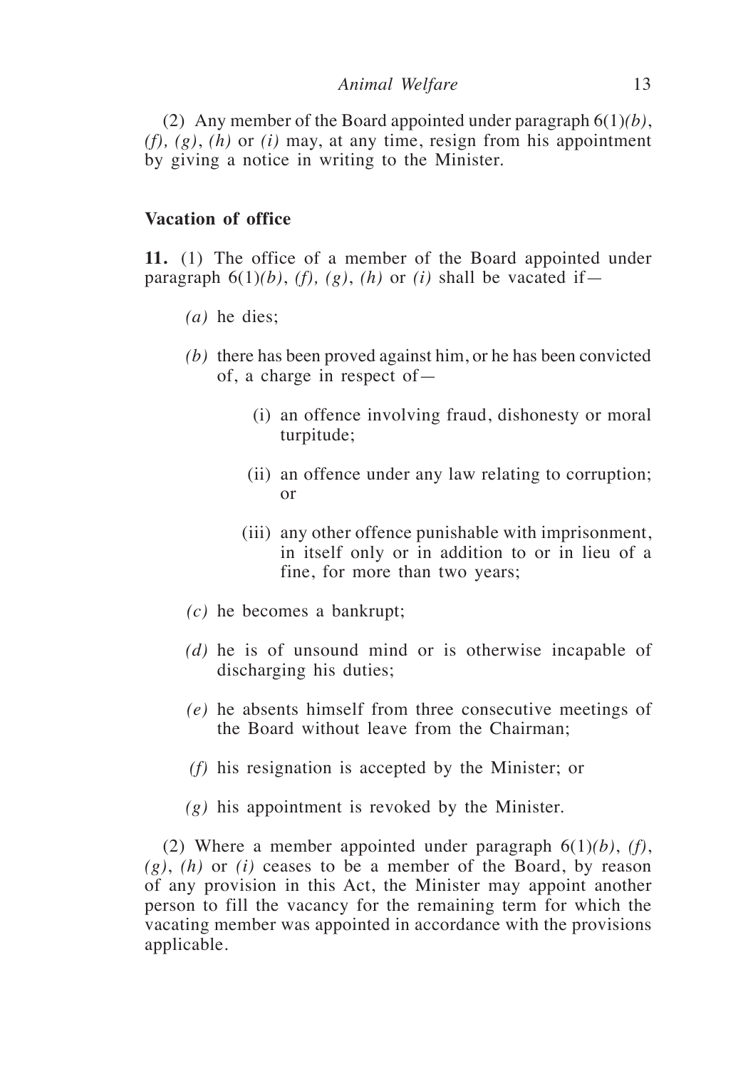(2) Any member of the Board appointed under paragraph 6(1)*(b)*, *(f), (g)*, *(h)* or *(i)* may, at any time, resign from his appointment by giving a notice in writing to the Minister.

**Vacation of office**

**11.** (1) The office of a member of the Board appointed under paragraph 6(1)*(b)*, *(f), (g)*, *(h)* or *(i)* shall be vacated if—

*(a)* he dies;

*(b)* there has been proved against him, or he has been convicted of, a charge in respect of—

(i) an offence involving fraud, dishonesty or moral turpitude;

(ii) an offence under any law relating to corruption; or

(iii) any other offence punishable with imprisonment, in itself only or in addition to or in lieu of a fine, for more than two years;

*(c)* he becomes a bankrupt;

*(d)* he is of unsound mind or is otherwise incapable of discharging his duties;

*(e)* he absents himself from three consecutive meetings of the Board without leave from the Chairman;

*(f)* his resignation is accepted by the Minister; or

*(g)* his appointment is revoked by the Minister.

(2) Where a member appointed under paragraph 6(1)*(b)*, *(f)*, *(g)*, *(h)* or *(i)* ceases to be a member of the Board, by reason of any provision in this Act, the Minister may appoint another person to fill the vacancy for the remaining term for which the vacating member was appointed in accordance with the provisions applicable.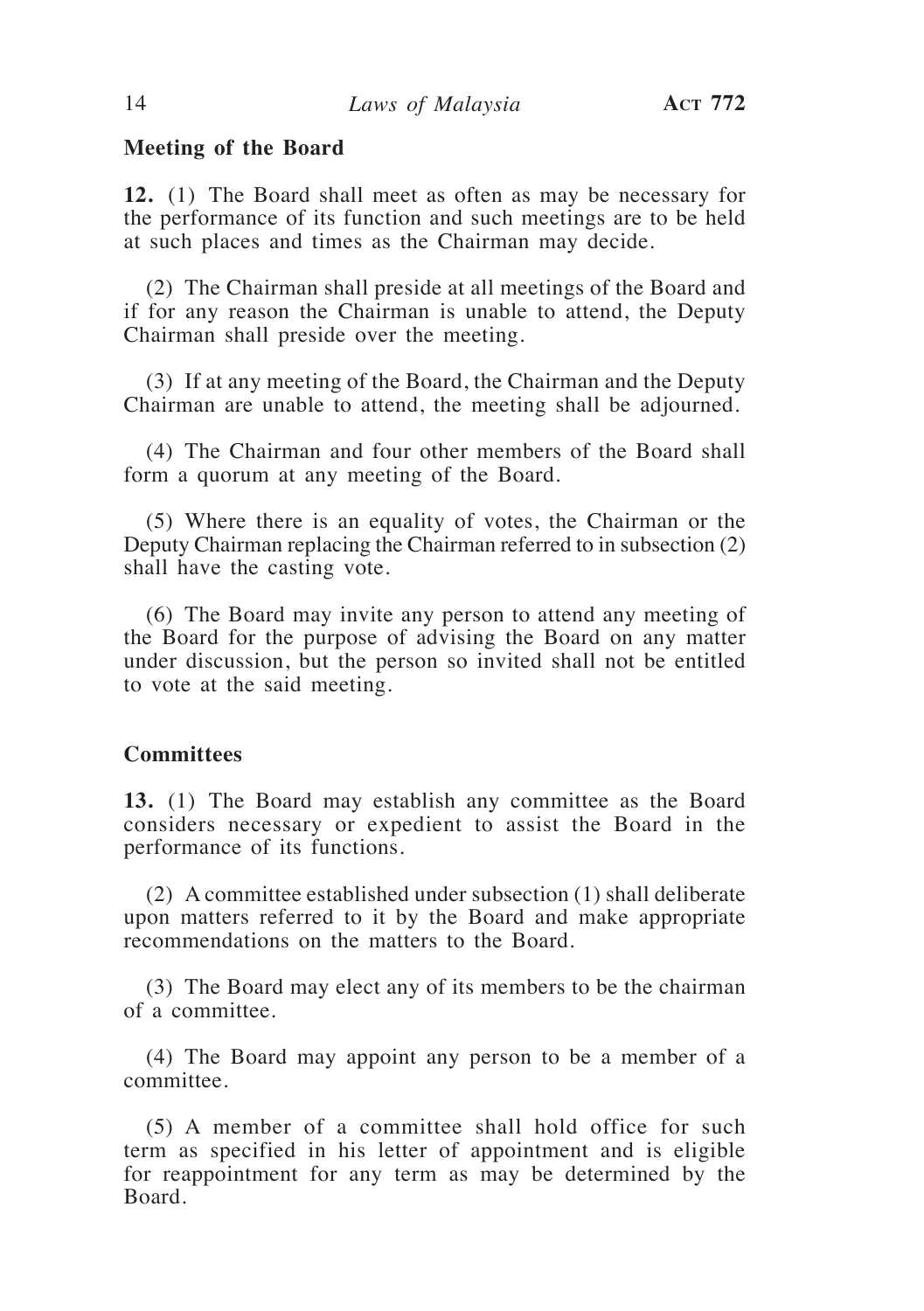**Meeting of the Board**

**12.** (1) The Board shall meet as often as may be necessary for the performance of its function and such meetings are to be held at such places and times as the Chairman may decide.

(2) The Chairman shall preside at all meetings of the Board and if for any reason the Chairman is unable to attend, the Deputy Chairman shall preside over the meeting.

(3) If at any meeting of the Board, the Chairman and the Deputy Chairman are unable to attend, the meeting shall be adjourned.

(4) The Chairman and four other members of the Board shall form a quorum at any meeting of the Board.

(5) Where there is an equality of votes, the Chairman or the Deputy Chairman replacing the Chairman referred to in subsection (2) shall have the casting vote.

(6) The Board may invite any person to attend any meeting of the Board for the purpose of advising the Board on any matter under discussion, but the person so invited shall not be entitled to vote at the said meeting.

**Committees**

**13.** (1) The Board may establish any committee as the Board considers necessary or expedient to assist the Board in the performance of its functions.

(2) A committee established under subsection (1) shall deliberate upon matters referred to it by the Board and make appropriate recommendations on the matters to the Board.

(3) The Board may elect any of its members to be the chairman of a committee.

(4) The Board may appoint any person to be a member of a committee.

(5) A member of a committee shall hold office for such term as specified in his letter of appointment and is eligible for reappointment for any term as may be determined by the Board.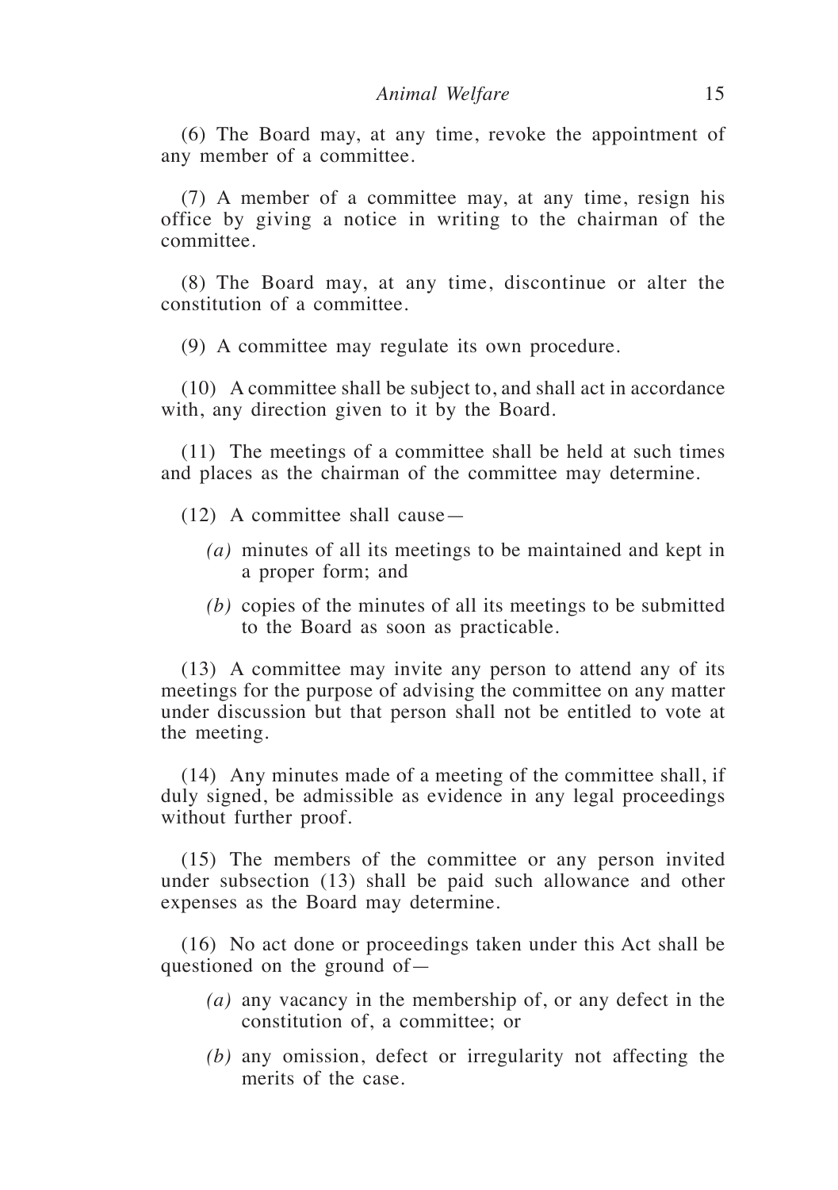(6) The Board may, at any time, revoke the appointment of any member of a committee.

(7) A member of a committee may, at any time, resign his office by giving a notice in writing to the chairman of the committee.

(8) The Board may, at any time, discontinue or alter the constitution of a committee.

(9) A committee may regulate its own procedure.

(10) A committee shall be subject to, and shall act in accordance with, any direction given to it by the Board.

(11) The meetings of a committee shall be held at such times and places as the chairman of the committee may determine.

(12) A committee shall cause—

*(a)* minutes of all its meetings to be maintained and kept in a proper form; and

*(b)* copies of the minutes of all its meetings to be submitted to the Board as soon as practicable.

(13) A committee may invite any person to attend any of its meetings for the purpose of advising the committee on any matter under discussion but that person shall not be entitled to vote at the meeting.

(14) Any minutes made of a meeting of the committee shall, if duly signed, be admissible as evidence in any legal proceedings without further proof.

(15) The members of the committee or any person invited under subsection (13) shall be paid such allowance and other expenses as the Board may determine.

(16) No act done or proceedings taken under this Act shall be questioned on the ground of—

*(a)* any vacancy in the membership of, or any defect in the constitution of, a committee; or

*(b)* any omission, defect or irregularity not affecting the merits of the case.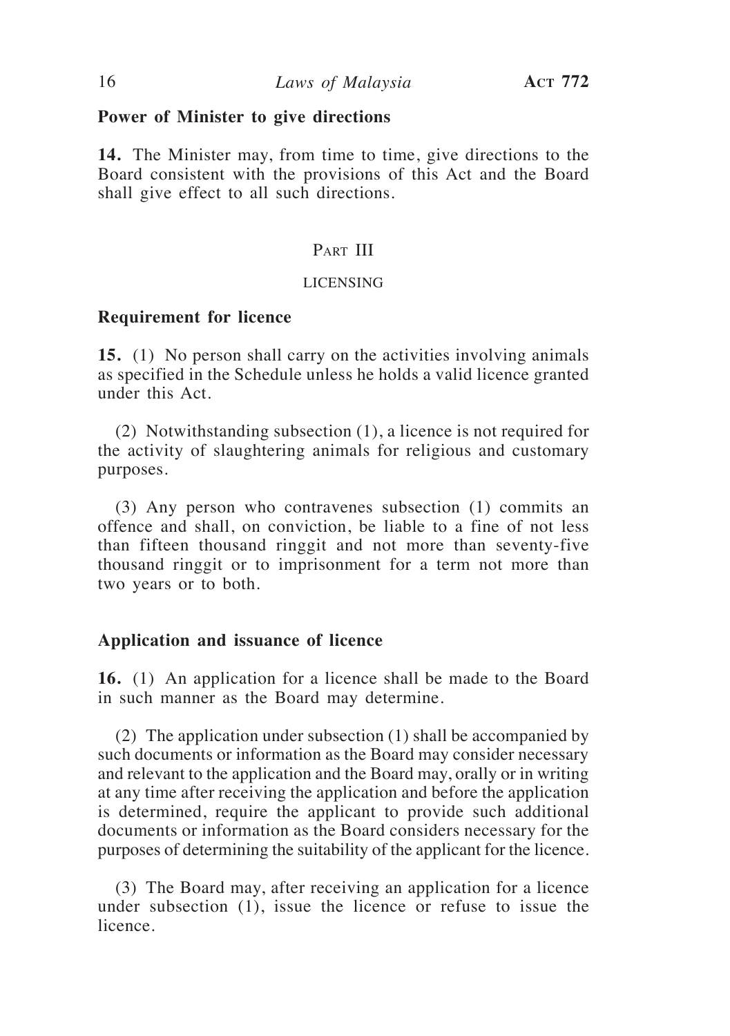**Power of Minister to give directions**

**14.** The Minister may, from time to time, give directions to the Board consistent with the provisions of this Act and the Board shall give effect to all such directions.

## Part III

### LICENSING

**Requirement for licence**

**15.** (1) No person shall carry on the activities involving animals as specified in the Schedule unless he holds a valid licence granted under this Act.

(2) Notwithstanding subsection (1), a licence is not required for the activity of slaughtering animals for religious and customary purposes.

(3) Any person who contravenes subsection (1) commits an offence and shall, on conviction, be liable to a fine of not less than fifteen thousand ringgit and not more than seventy-five thousand ringgit or to imprisonment for a term not more than two years or to both.

**Application and issuance of licence**

**16.** (1) An application for a licence shall be made to the Board in such manner as the Board may determine.

(2) The application under subsection (1) shall be accompanied by such documents or information as the Board may consider necessary and relevant to the application and the Board may, orally or in writing at any time after receiving the application and before the application is determined, require the applicant to provide such additional documents or information as the Board considers necessary for the purposes of determining the suitability of the applicant for the licence.

(3) The Board may, after receiving an application for a licence under subsection (1), issue the licence or refuse to issue the licence.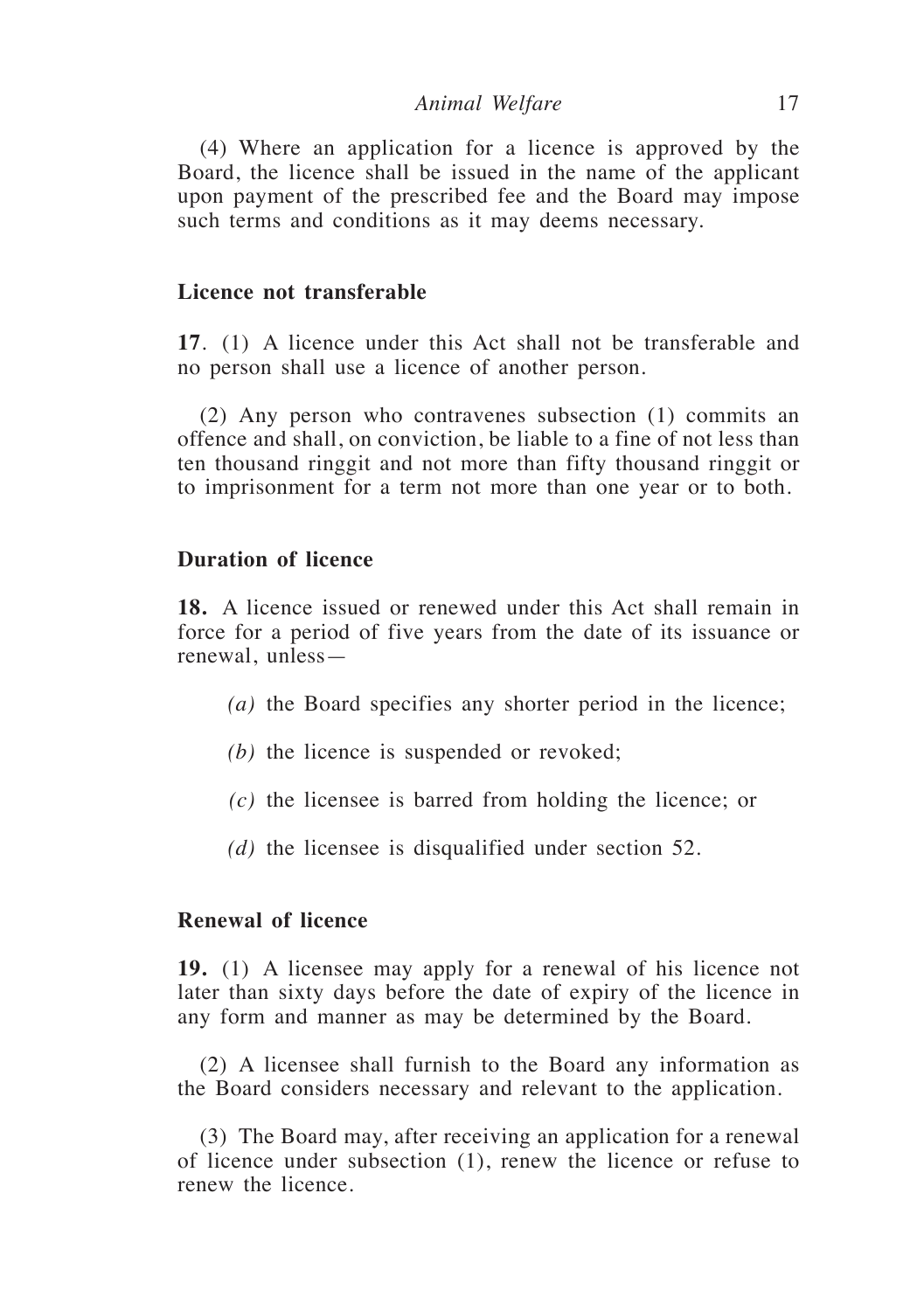(4) Where an application for a licence is approved by the Board, the licence shall be issued in the name of the applicant upon payment of the prescribed fee and the Board may impose such terms and conditions as it may deems necessary.

**Licence not transferable**

**17**. (1) A licence under this Act shall not be transferable and no person shall use a licence of another person.

(2) Any person who contravenes subsection (1) commits an offence and shall, on conviction, be liable to a fine of not less than ten thousand ringgit and not more than fifty thousand ringgit or to imprisonment for a term not more than one year or to both.

**Duration of licence**

**18.** A licence issued or renewed under this Act shall remain in force for a period of five years from the date of its issuance or renewal, unless—

*(a)* the Board specifies any shorter period in the licence;

*(b)* the licence is suspended or revoked;

*(c)* the licensee is barred from holding the licence; or

*(d)* the licensee is disqualified under section 52.

**Renewal of licence**

**19.** (1) A licensee may apply for a renewal of his licence not later than sixty days before the date of expiry of the licence in any form and manner as may be determined by the Board.

(2) A licensee shall furnish to the Board any information as the Board considers necessary and relevant to the application.

(3) The Board may, after receiving an application for a renewal of licence under subsection (1), renew the licence or refuse to renew the licence.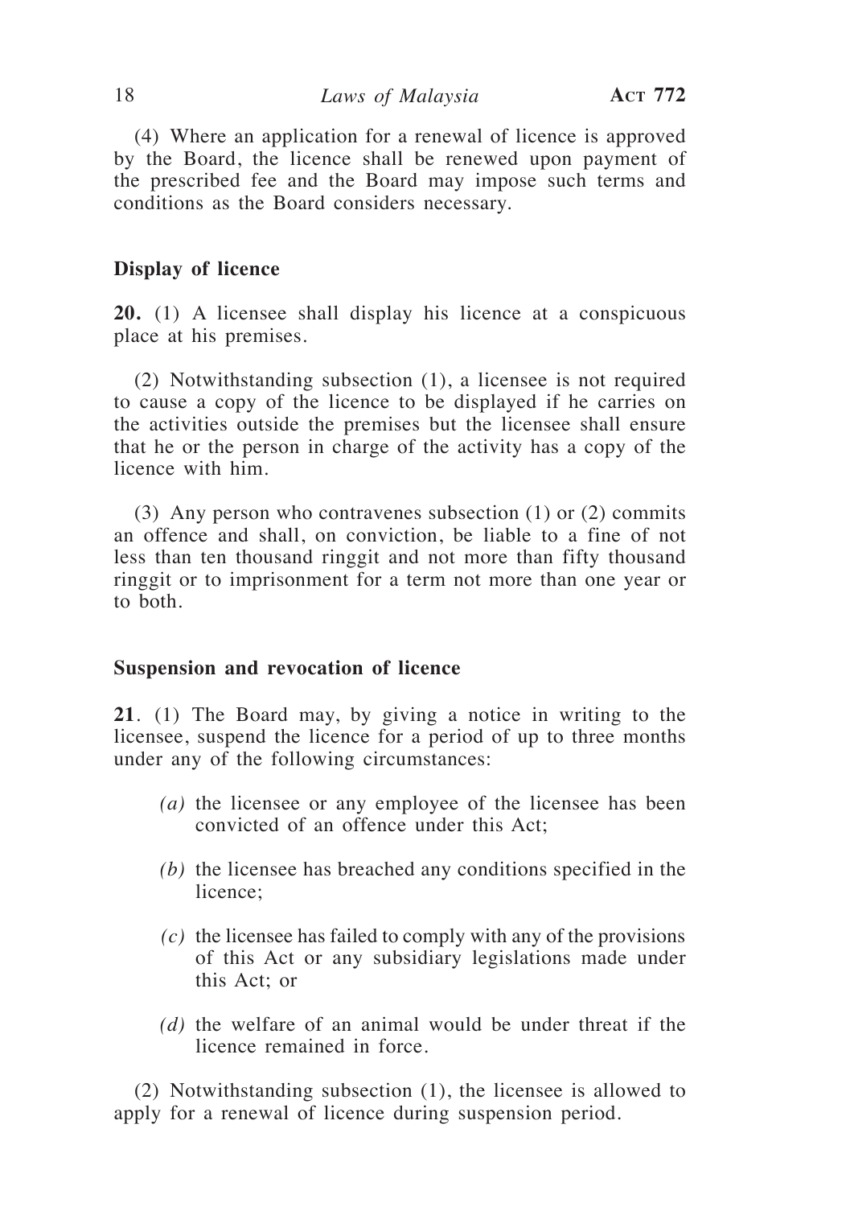(4) Where an application for a renewal of licence is approved by the Board, the licence shall be renewed upon payment of the prescribed fee and the Board may impose such terms and conditions as the Board considers necessary.

**Display of licence**

**20.** (1) A licensee shall display his licence at a conspicuous place at his premises.

(2) Notwithstanding subsection (1), a licensee is not required to cause a copy of the licence to be displayed if he carries on the activities outside the premises but the licensee shall ensure that he or the person in charge of the activity has a copy of the licence with him.

(3) Any person who contravenes subsection (1) or (2) commits an offence and shall, on conviction, be liable to a fine of not less than ten thousand ringgit and not more than fifty thousand ringgit or to imprisonment for a term not more than one year or to both.

**Suspension and revocation of licence**

**21**. (1) The Board may, by giving a notice in writing to the licensee, suspend the licence for a period of up to three months under any of the following circumstances:

*(a)* the licensee or any employee of the licensee has been convicted of an offence under this Act;

*(b)* the licensee has breached any conditions specified in the licence;

*(c)* the licensee has failed to comply with any of the provisions of this Act or any subsidiary legislations made under this Act; or

*(d)* the welfare of an animal would be under threat if the licence remained in force.

(2) Notwithstanding subsection (1), the licensee is allowed to apply for a renewal of licence during suspension period.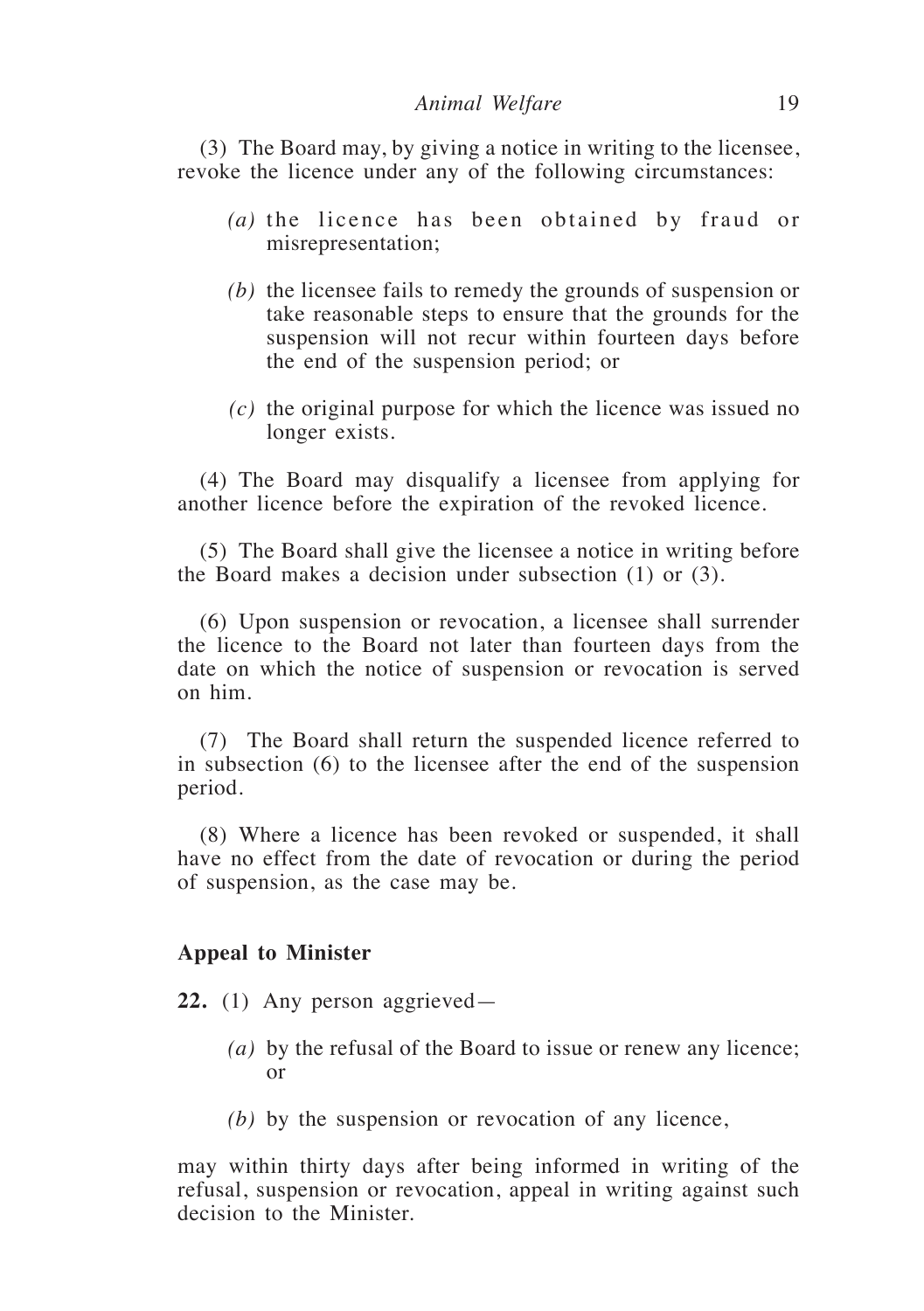(3) The Board may, by giving a notice in writing to the licensee, revoke the licence under any of the following circumstances:

*(a)* the licence has been obtained by fraud or misrepresentation;

*(b)* the licensee fails to remedy the grounds of suspension or take reasonable steps to ensure that the grounds for the suspension will not recur within fourteen days before the end of the suspension period; or

*(c)* the original purpose for which the licence was issued no longer exists.

(4) The Board may disqualify a licensee from applying for another licence before the expiration of the revoked licence.

(5) The Board shall give the licensee a notice in writing before the Board makes a decision under subsection (1) or (3).

(6) Upon suspension or revocation, a licensee shall surrender the licence to the Board not later than fourteen days from the date on which the notice of suspension or revocation is served on him.

(7) The Board shall return the suspended licence referred to in subsection (6) to the licensee after the end of the suspension period.

(8) Where a licence has been revoked or suspended, it shall have no effect from the date of revocation or during the period of suspension, as the case may be.

**Appeal to Minister**

**22.** (1) Any person aggrieved—

*(a)* by the refusal of the Board to issue or renew any licence; or

*(b)* by the suspension or revocation of any licence,

may within thirty days after being informed in writing of the refusal, suspension or revocation, appeal in writing against such decision to the Minister.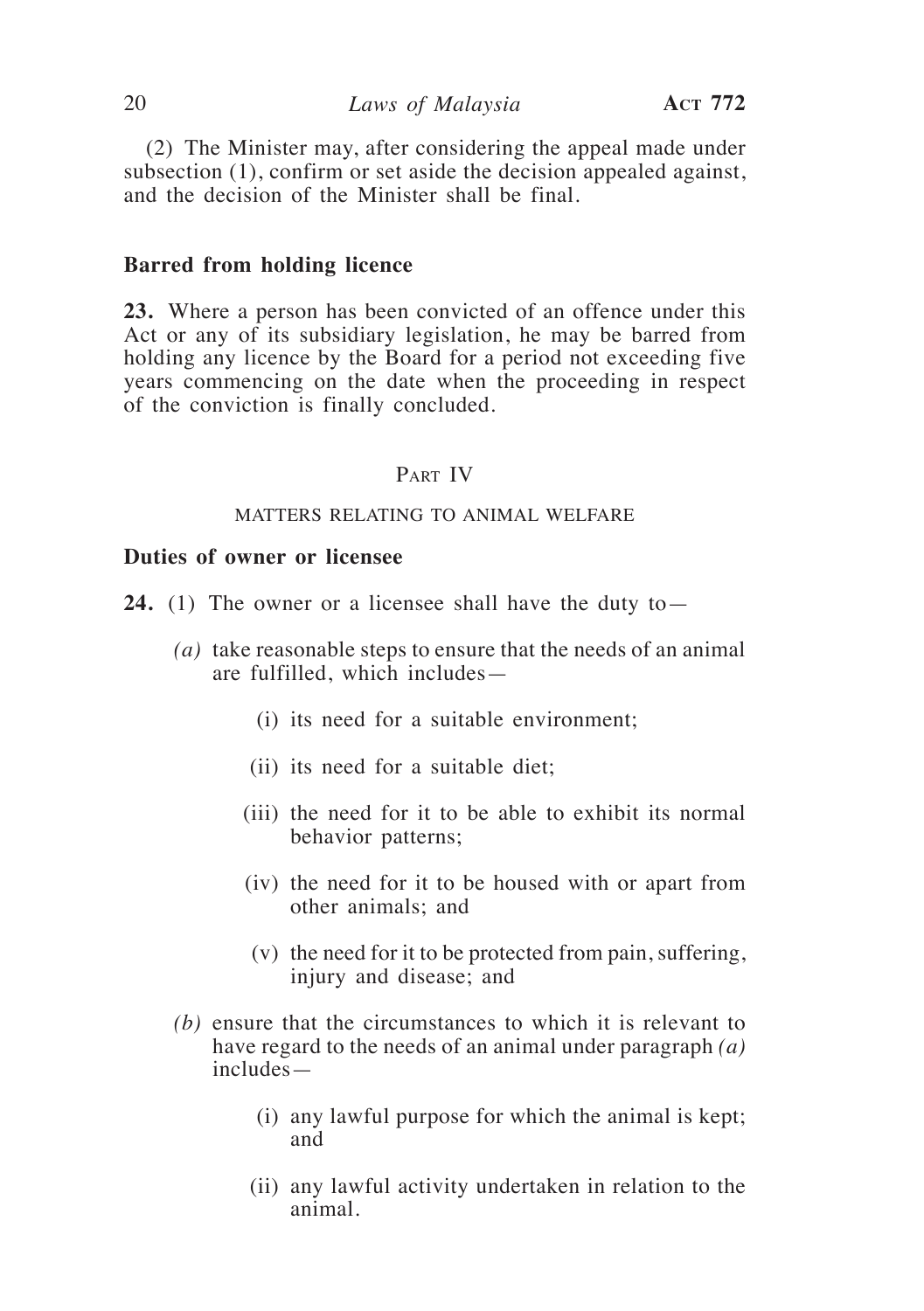(2) The Minister may, after considering the appeal made under subsection (1), confirm or set aside the decision appealed against, and the decision of the Minister shall be final.

**Barred from holding licence**

**23.** Where a person has been convicted of an offence under this Act or any of its subsidiary legislation, he may be barred from holding any licence by the Board for a period not exceeding five years commencing on the date when the proceeding in respect of the conviction is finally concluded.

## Part IV

### MATTERS RELATING TO ANIMAL WELFARE

**Duties of owner or licensee**

**24.** (1) The owner or a licensee shall have the duty to—

*(a)* take reasonable steps to ensure that the needs of an animal are fulfilled, which includes—

(i) its need for a suitable environment;

(ii) its need for a suitable diet;

(iii) the need for it to be able to exhibit its normal behavior patterns;

(iv) the need for it to be housed with or apart from other animals; and

(v) the need for it to be protected from pain, suffering, injury and disease; and

*(b)* ensure that the circumstances to which it is relevant to have regard to the needs of an animal under paragraph *(a)* includes—

(i) any lawful purpose for which the animal is kept; and

(ii) any lawful activity undertaken in relation to the animal.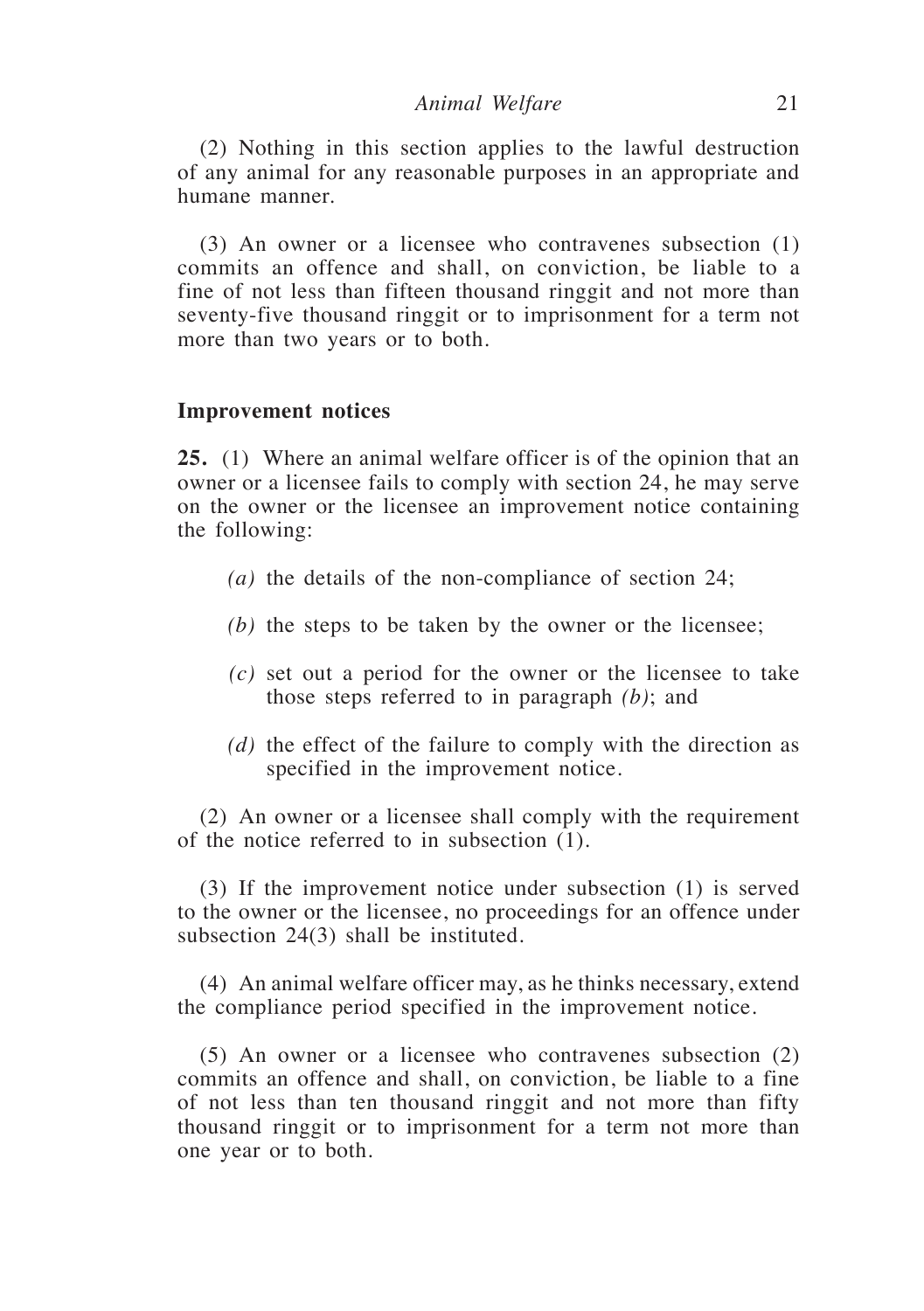(2) Nothing in this section applies to the lawful destruction of any animal for any reasonable purposes in an appropriate and humane manner.

(3) An owner or a licensee who contravenes subsection (1) commits an offence and shall, on conviction, be liable to a fine of not less than fifteen thousand ringgit and not more than seventy-five thousand ringgit or to imprisonment for a term not more than two years or to both.

**Improvement notices**

**25.** (1) Where an animal welfare officer is of the opinion that an owner or a licensee fails to comply with section 24, he may serve on the owner or the licensee an improvement notice containing the following:

*(a)* the details of the non-compliance of section 24;

*(b)* the steps to be taken by the owner or the licensee;

*(c)* set out a period for the owner or the licensee to take those steps referred to in paragraph *(b)*; and

*(d)* the effect of the failure to comply with the direction as specified in the improvement notice.

(2) An owner or a licensee shall comply with the requirement of the notice referred to in subsection (1).

(3) If the improvement notice under subsection (1) is served to the owner or the licensee, no proceedings for an offence under subsection 24(3) shall be instituted.

(4) An animal welfare officer may, as he thinks necessary, extend the compliance period specified in the improvement notice.

(5) An owner or a licensee who contravenes subsection (2) commits an offence and shall, on conviction, be liable to a fine of not less than ten thousand ringgit and not more than fifty thousand ringgit or to imprisonment for a term not more than one year or to both.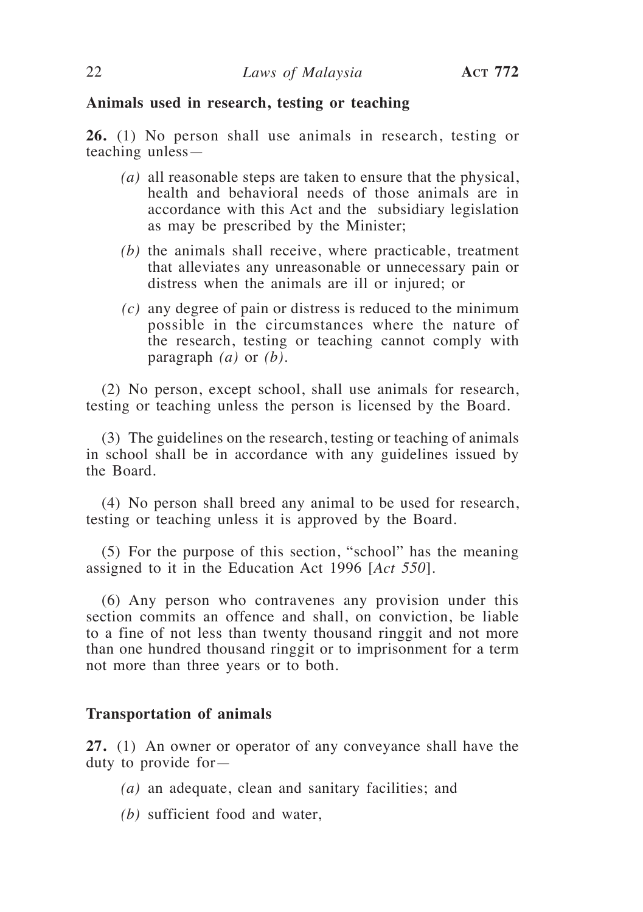**Animals used in research, testing or teaching**

**26.** (1) No person shall use animals in research, testing or teaching unless—

*(a)* all reasonable steps are taken to ensure that the physical, health and behavioral needs of those animals are in accordance with this Act and the subsidiary legislation as may be prescribed by the Minister;

*(b)* the animals shall receive, where practicable, treatment that alleviates any unreasonable or unnecessary pain or distress when the animals are ill or injured; or

*(c)* any degree of pain or distress is reduced to the minimum possible in the circumstances where the nature of the research, testing or teaching cannot comply with paragraph *(a)* or *(b)*.

(2) No person, except school, shall use animals for research, testing or teaching unless the person is licensed by the Board.

(3) The guidelines on the research, testing or teaching of animals in school shall be in accordance with any guidelines issued by the Board.

(4) No person shall breed any animal to be used for research, testing or teaching unless it is approved by the Board.

(5) For the purpose of this section, "school" has the meaning assigned to it in the Education Act 1996 [*Act 550*].

(6) Any person who contravenes any provision under this section commits an offence and shall, on conviction, be liable to a fine of not less than twenty thousand ringgit and not more than one hundred thousand ringgit or to imprisonment for a term not more than three years or to both.

**Transportation of animals**

**27.** (1) An owner or operator of any conveyance shall have the duty to provide for—

*(a)* an adequate, clean and sanitary facilities; and

*(b)* sufficient food and water,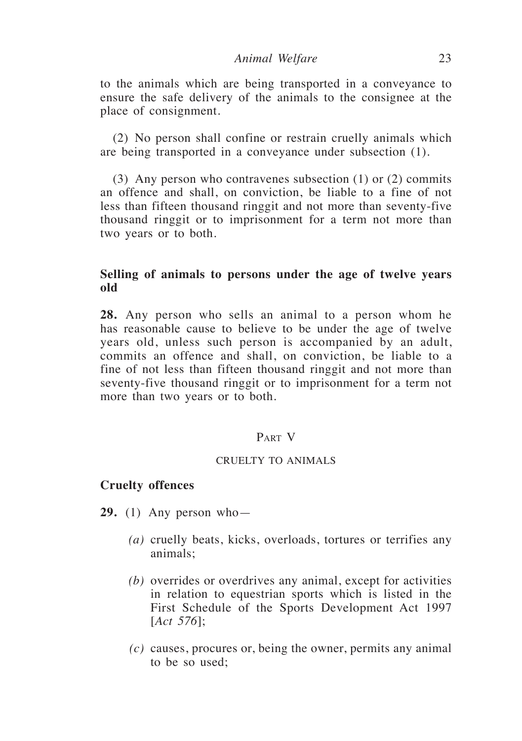to the animals which are being transported in a conveyance to ensure the safe delivery of the animals to the consignee at the place of consignment.

(2) No person shall confine or restrain cruelly animals which are being transported in a conveyance under subsection (1).

(3) Any person who contravenes subsection (1) or (2) commits an offence and shall, on conviction, be liable to a fine of not less than fifteen thousand ringgit and not more than seventy-five thousand ringgit or to imprisonment for a term not more than two years or to both.

**Selling of animals to persons under the age of twelve years old**

**28.** Any person who sells an animal to a person whom he has reasonable cause to believe to be under the age of twelve years old, unless such person is accompanied by an adult, commits an offence and shall, on conviction, be liable to a fine of not less than fifteen thousand ringgit and not more than seventy-five thousand ringgit or to imprisonment for a term not more than two years or to both.

## PART V

### CRUELTY TO ANIMALS

**Cruelty offences**

**29.** (1) Any person who—

*(a)* cruelly beats, kicks, overloads, tortures or terrifies any animals;

*(b)* overrides or overdrives any animal, except for activities in relation to equestrian sports which is listed in the First Schedule of the Sports Development Act 1997 [*Act 576*];

*(c)* causes, procures or, being the owner, permits any animal to be so used;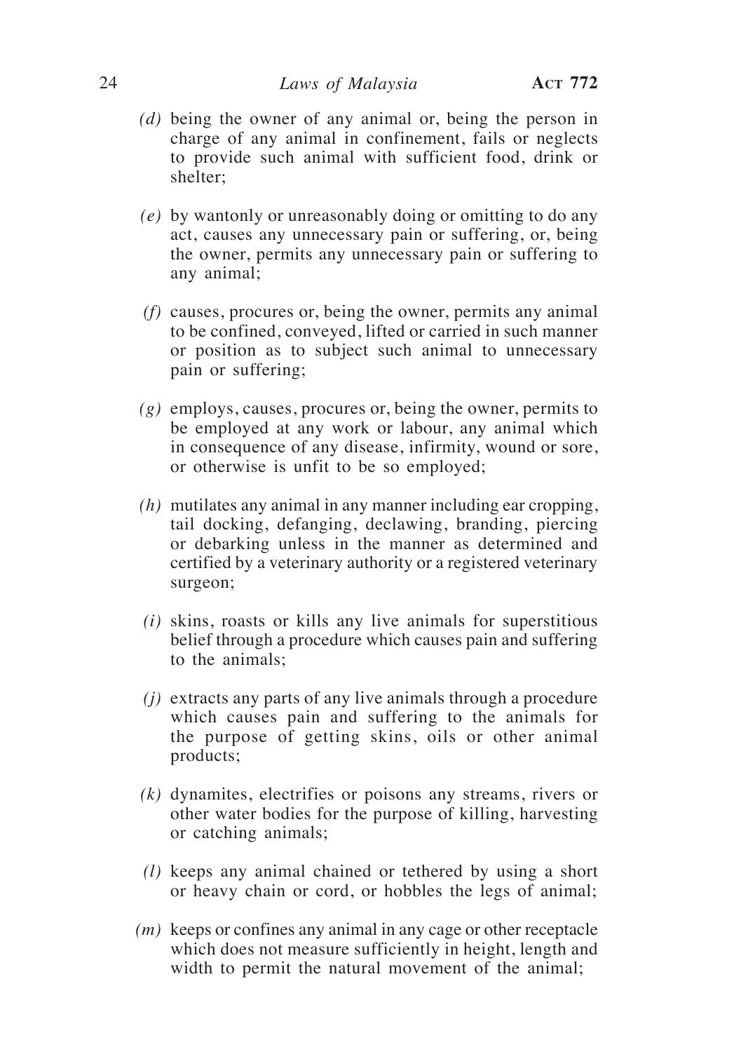*(d)* being the owner of any animal or, being the person in charge of any animal in confinement, fails or neglects to provide such animal with sufficient food, drink or shelter;

*(e)* by wantonly or unreasonably doing or omitting to do any act, causes any unnecessary pain or suffering, or, being the owner, permits any unnecessary pain or suffering to any animal;

*(f)* causes, procures or, being the owner, permits any animal to be confined, conveyed, lifted or carried in such manner or position as to subject such animal to unnecessary pain or suffering;

*(g)* employs, causes, procures or, being the owner, permits to be employed at any work or labour, any animal which in consequence of any disease, infirmity, wound or sore, or otherwise is unfit to be so employed;

*(h)* mutilates any animal in any manner including ear cropping, tail docking, defanging, declawing, branding, piercing or debarking unless in the manner as determined and certified by a veterinary authority or a registered veterinary surgeon;

*(i)* skins, roasts or kills any live animals for superstitious belief through a procedure which causes pain and suffering to the animals;

*(j)* extracts any parts of any live animals through a procedure which causes pain and suffering to the animals for the purpose of getting skins, oils or other animal products;

*(k)* dynamites, electrifies or poisons any streams, rivers or other water bodies for the purpose of killing, harvesting or catching animals;

*(l)* keeps any animal chained or tethered by using a short or heavy chain or cord, or hobbles the legs of animal;

*(m)* keeps or confines any animal in any cage or other receptacle which does not measure sufficiently in height, length and width to permit the natural movement of the animal;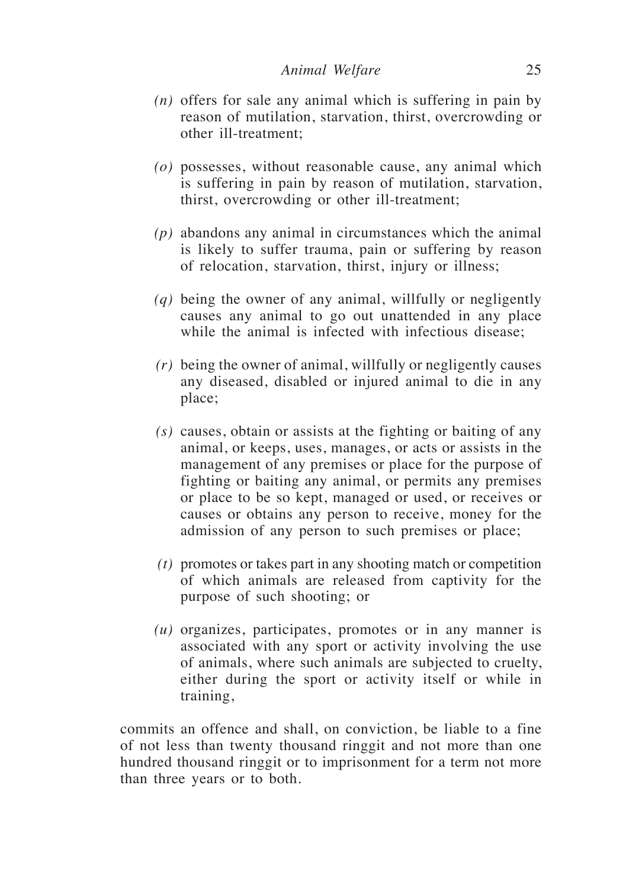*(n)* offers for sale any animal which is suffering in pain by reason of mutilation, starvation, thirst, overcrowding or other ill-treatment;

*(o)* possesses, without reasonable cause, any animal which is suffering in pain by reason of mutilation, starvation, thirst, overcrowding or other ill-treatment;

*(p)* abandons any animal in circumstances which the animal is likely to suffer trauma, pain or suffering by reason of relocation, starvation, thirst, injury or illness;

*(q)* being the owner of any animal, willfully or negligently causes any animal to go out unattended in any place while the animal is infected with infectious disease;

*(r)* being the owner of animal, willfully or negligently causes any diseased, disabled or injured animal to die in any place;

*(s)* causes, obtain or assists at the fighting or baiting of any animal, or keeps, uses, manages, or acts or assists in the management of any premises or place for the purpose of fighting or baiting any animal, or permits any premises or place to be so kept, managed or used, or receives or causes or obtains any person to receive, money for the admission of any person to such premises or place;

*(t)* promotes or takes part in any shooting match or competition of which animals are released from captivity for the purpose of such shooting; or

*(u)* organizes, participates, promotes or in any manner is associated with any sport or activity involving the use of animals, where such animals are subjected to cruelty, either during the sport or activity itself or while in training,

commits an offence and shall, on conviction, be liable to a fine of not less than twenty thousand ringgit and not more than one hundred thousand ringgit or to imprisonment for a term not more than three years or to both.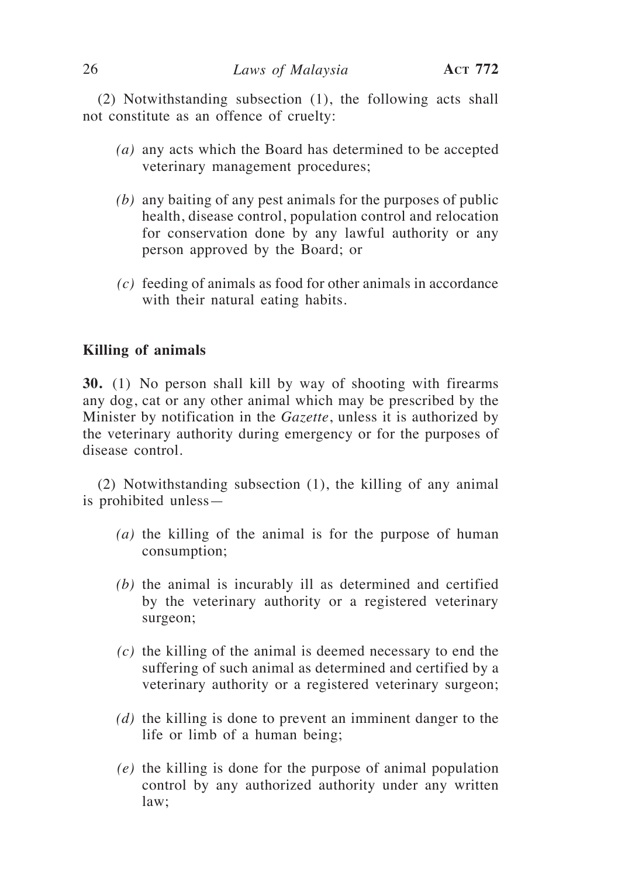(2) Notwithstanding subsection (1), the following acts shall not constitute as an offence of cruelty:

*(a)* any acts which the Board has determined to be accepted veterinary management procedures;

*(b)* any baiting of any pest animals for the purposes of public health, disease control, population control and relocation for conservation done by any lawful authority or any person approved by the Board; or

*(c)* feeding of animals as food for other animals in accordance with their natural eating habits.

**Killing of animals**

**30.** (1) No person shall kill by way of shooting with firearms any dog, cat or any other animal which may be prescribed by the Minister by notification in the *Gazette*, unless it is authorized by the veterinary authority during emergency or for the purposes of disease control.

(2) Notwithstanding subsection (1), the killing of any animal is prohibited unless—

*(a)* the killing of the animal is for the purpose of human consumption;

*(b)* the animal is incurably ill as determined and certified by the veterinary authority or a registered veterinary surgeon;

*(c)* the killing of the animal is deemed necessary to end the suffering of such animal as determined and certified by a veterinary authority or a registered veterinary surgeon;

*(d)* the killing is done to prevent an imminent danger to the life or limb of a human being;

*(e)* the killing is done for the purpose of animal population control by any authorized authority under any written law;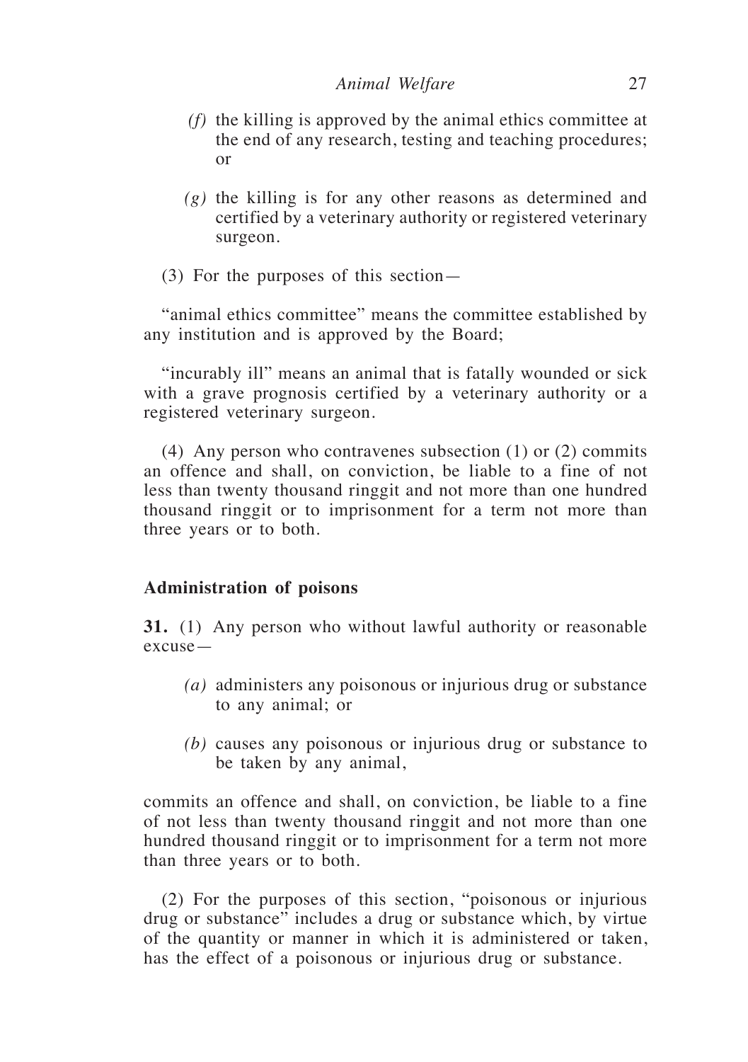*(f)* the killing is approved by the animal ethics committee at the end of any research, testing and teaching procedures; or

*(g)* the killing is for any other reasons as determined and certified by a veterinary authority or registered veterinary surgeon.

(3) For the purposes of this section—

"animal ethics committee" means the committee established by any institution and is approved by the Board;

"incurably ill" means an animal that is fatally wounded or sick with a grave prognosis certified by a veterinary authority or a registered veterinary surgeon.

(4) Any person who contravenes subsection (1) or (2) commits an offence and shall, on conviction, be liable to a fine of not less than twenty thousand ringgit and not more than one hundred thousand ringgit or to imprisonment for a term not more than three years or to both.

**Administration of poisons**

**31.** (1) Any person who without lawful authority or reasonable excuse—

*(a)* administers any poisonous or injurious drug or substance to any animal; or

*(b)* causes any poisonous or injurious drug or substance to be taken by any animal,

commits an offence and shall, on conviction, be liable to a fine of not less than twenty thousand ringgit and not more than one hundred thousand ringgit or to imprisonment for a term not more than three years or to both.

(2) For the purposes of this section, "poisonous or injurious drug or substance" includes a drug or substance which, by virtue of the quantity or manner in which it is administered or taken, has the effect of a poisonous or injurious drug or substance.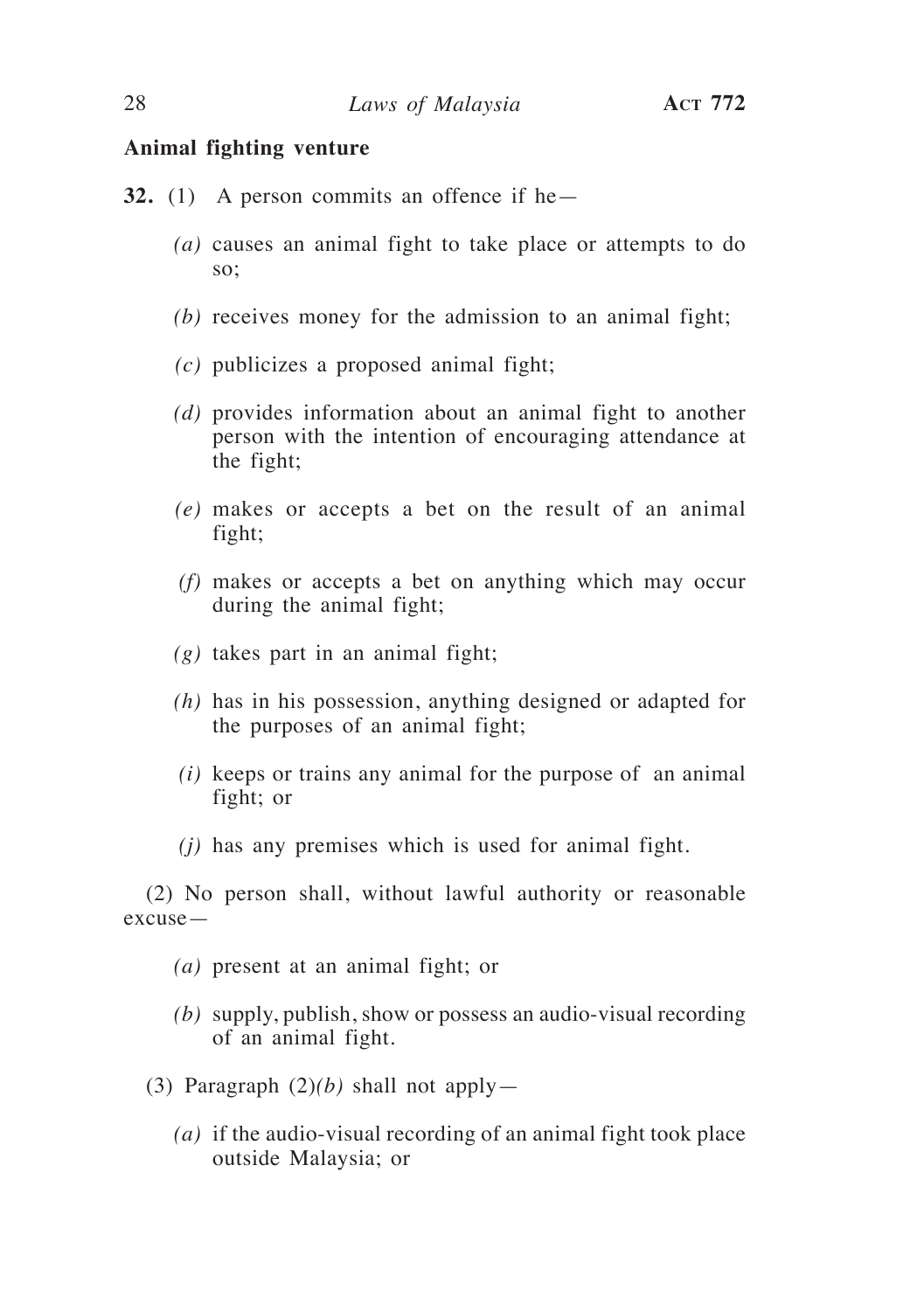**Animal fighting venture**

**32.** (1) A person commits an offence if he—

*(a)* causes an animal fight to take place or attempts to do so;

*(b)* receives money for the admission to an animal fight;

*(c)* publicizes a proposed animal fight;

*(d)* provides information about an animal fight to another person with the intention of encouraging attendance at the fight;

*(e)* makes or accepts a bet on the result of an animal fight;

*(f)* makes or accepts a bet on anything which may occur during the animal fight;

*(g)* takes part in an animal fight;

*(h)* has in his possession, anything designed or adapted for the purposes of an animal fight;

*(i)* keeps or trains any animal for the purpose of an animal fight; or

*(j)* has any premises which is used for animal fight.

(2) No person shall, without lawful authority or reasonable excuse—

*(a)* present at an animal fight; or

*(b)* supply, publish, show or possess an audio-visual recording of an animal fight.

(3) Paragraph (2)*(b)* shall not apply—

*(a)* if the audio-visual recording of an animal fight took place outside Malaysia; or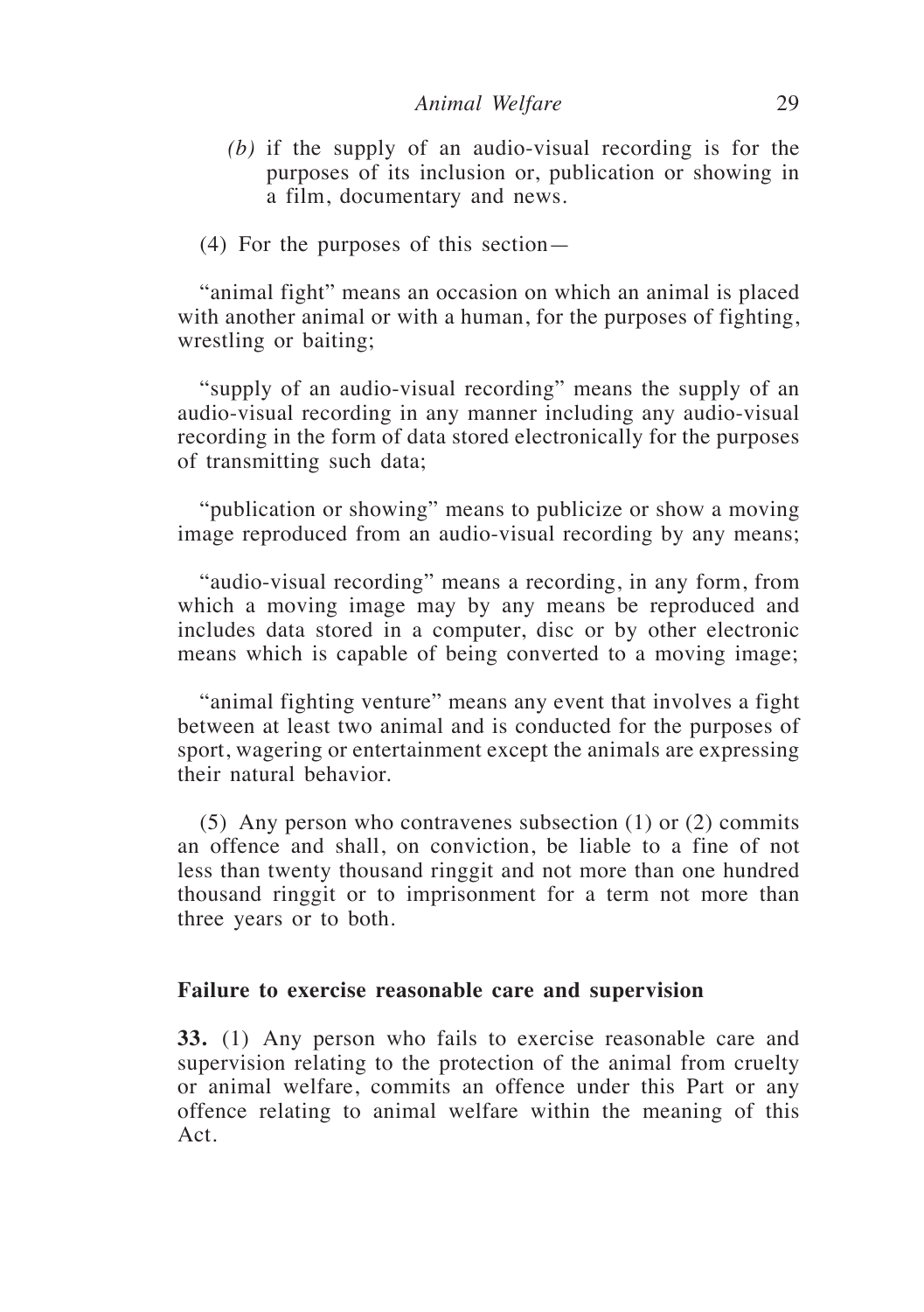*(b)* if the supply of an audio-visual recording is for the purposes of its inclusion or, publication or showing in a film, documentary and news.

(4) For the purposes of this section—

"animal fight" means an occasion on which an animal is placed with another animal or with a human, for the purposes of fighting, wrestling or baiting;

"supply of an audio-visual recording" means the supply of an audio-visual recording in any manner including any audio-visual recording in the form of data stored electronically for the purposes of transmitting such data;

"publication or showing" means to publicize or show a moving image reproduced from an audio-visual recording by any means;

"audio-visual recording" means a recording, in any form, from which a moving image may by any means be reproduced and includes data stored in a computer, disc or by other electronic means which is capable of being converted to a moving image;

"animal fighting venture" means any event that involves a fight between at least two animal and is conducted for the purposes of sport, wagering or entertainment except the animals are expressing their natural behavior.

(5) Any person who contravenes subsection (1) or (2) commits an offence and shall, on conviction, be liable to a fine of not less than twenty thousand ringgit and not more than one hundred thousand ringgit or to imprisonment for a term not more than three years or to both.

**Failure to exercise reasonable care and supervision**

**33.** (1) Any person who fails to exercise reasonable care and supervision relating to the protection of the animal from cruelty or animal welfare, commits an offence under this Part or any offence relating to animal welfare within the meaning of this Act.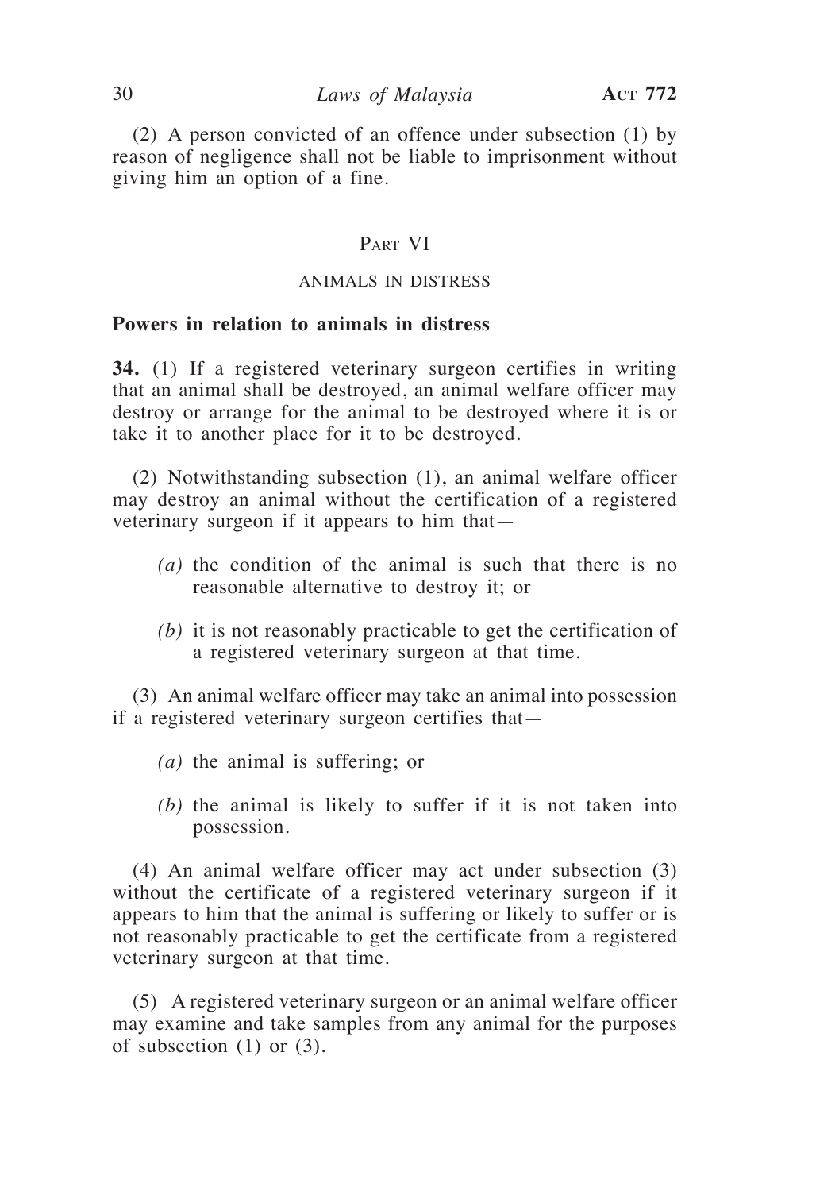(2) A person convicted of an offence under subsection (1) by reason of negligence shall not be liable to imprisonment without giving him an option of a fine.

## Part VI

### ANIMALS IN DISTRESS

**Powers in relation to animals in distress**

**34.** (1) If a registered veterinary surgeon certifies in writing that an animal shall be destroyed, an animal welfare officer may destroy or arrange for the animal to be destroyed where it is or take it to another place for it to be destroyed.

(2) Notwithstanding subsection (1), an animal welfare officer may destroy an animal without the certification of a registered veterinary surgeon if it appears to him that—

*(a)* the condition of the animal is such that there is no reasonable alternative to destroy it; or

*(b)* it is not reasonably practicable to get the certification of a registered veterinary surgeon at that time.

(3) An animal welfare officer may take an animal into possession if a registered veterinary surgeon certifies that—

*(a)* the animal is suffering; or

*(b)* the animal is likely to suffer if it is not taken into possession.

(4) An animal welfare officer may act under subsection (3) without the certificate of a registered veterinary surgeon if it appears to him that the animal is suffering or likely to suffer or is not reasonably practicable to get the certificate from a registered veterinary surgeon at that time.

(5) A registered veterinary surgeon or an animal welfare officer may examine and take samples from any animal for the purposes of subsection (1) or (3).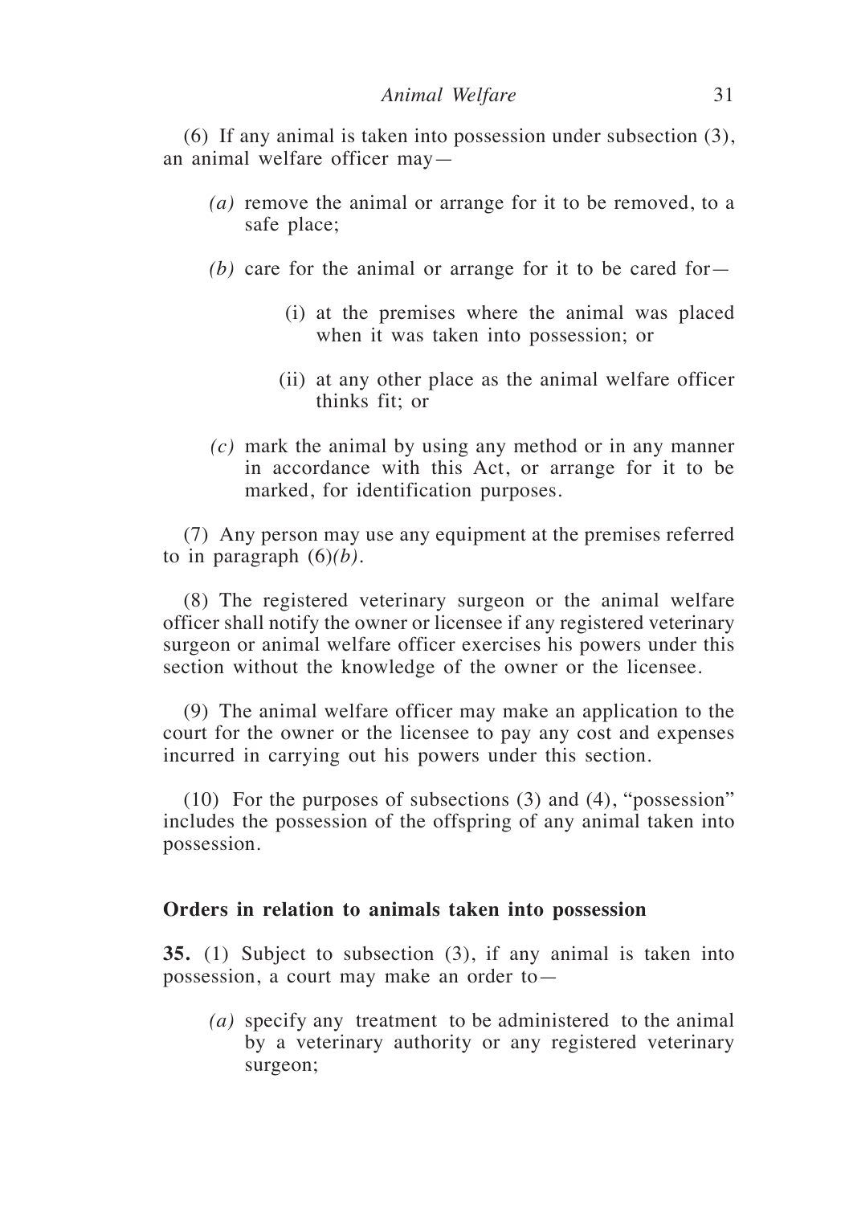(6) If any animal is taken into possession under subsection (3), an animal welfare officer may—

*(a)* remove the animal or arrange for it to be removed, to a safe place;

*(b)* care for the animal or arrange for it to be cared for—

(i) at the premises where the animal was placed when it was taken into possession; or

(ii) at any other place as the animal welfare officer thinks fit; or

*(c)* mark the animal by using any method or in any manner in accordance with this Act, or arrange for it to be marked, for identification purposes.

(7) Any person may use any equipment at the premises referred to in paragraph (6)*(b)*.

(8) The registered veterinary surgeon or the animal welfare officer shall notify the owner or licensee if any registered veterinary surgeon or animal welfare officer exercises his powers under this section without the knowledge of the owner or the licensee.

(9) The animal welfare officer may make an application to the court for the owner or the licensee to pay any cost and expenses incurred in carrying out his powers under this section.

(10) For the purposes of subsections (3) and (4), "possession" includes the possession of the offspring of any animal taken into possession.

**Orders in relation to animals taken into possession**

**35.** (1) Subject to subsection (3), if any animal is taken into possession, a court may make an order to—

*(a)* specify any treatment to be administered to the animal by a veterinary authority or any registered veterinary surgeon;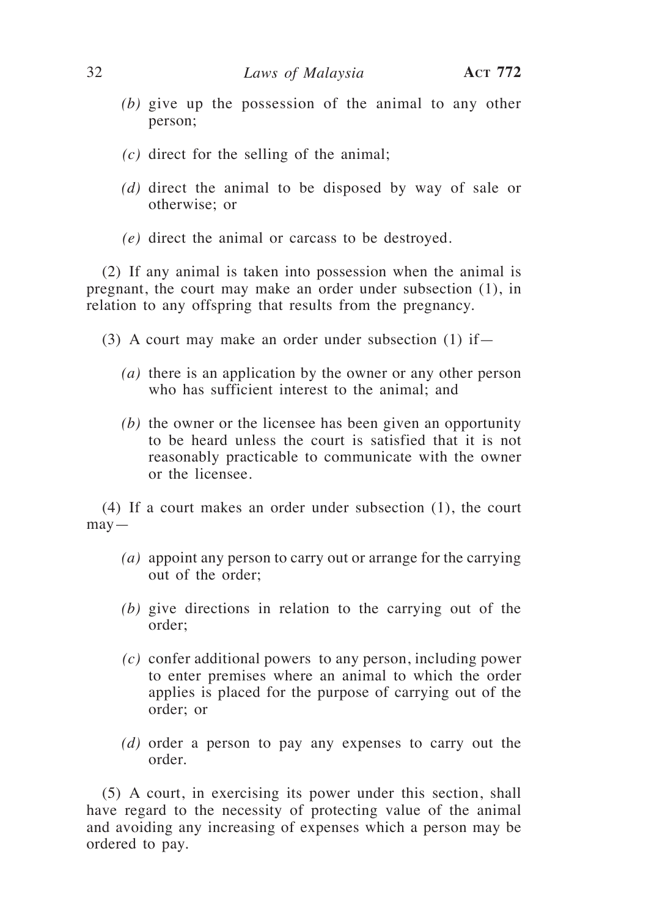*(b)* give up the possession of the animal to any other person;

*(c)* direct for the selling of the animal;

*(d)* direct the animal to be disposed by way of sale or otherwise; or

*(e)* direct the animal or carcass to be destroyed.

(2) If any animal is taken into possession when the animal is pregnant, the court may make an order under subsection (1), in relation to any offspring that results from the pregnancy.

(3) A court may make an order under subsection (1) if—

*(a)* there is an application by the owner or any other person who has sufficient interest to the animal; and

*(b)* the owner or the licensee has been given an opportunity to be heard unless the court is satisfied that it is not reasonably practicable to communicate with the owner or the licensee.

(4) If a court makes an order under subsection (1), the court may—

*(a)* appoint any person to carry out or arrange for the carrying out of the order;

*(b)* give directions in relation to the carrying out of the order;

*(c)* confer additional powers to any person, including power to enter premises where an animal to which the order applies is placed for the purpose of carrying out of the order; or

*(d)* order a person to pay any expenses to carry out the order.

(5) A court, in exercising its power under this section, shall have regard to the necessity of protecting value of the animal and avoiding any increasing of expenses which a person may be ordered to pay.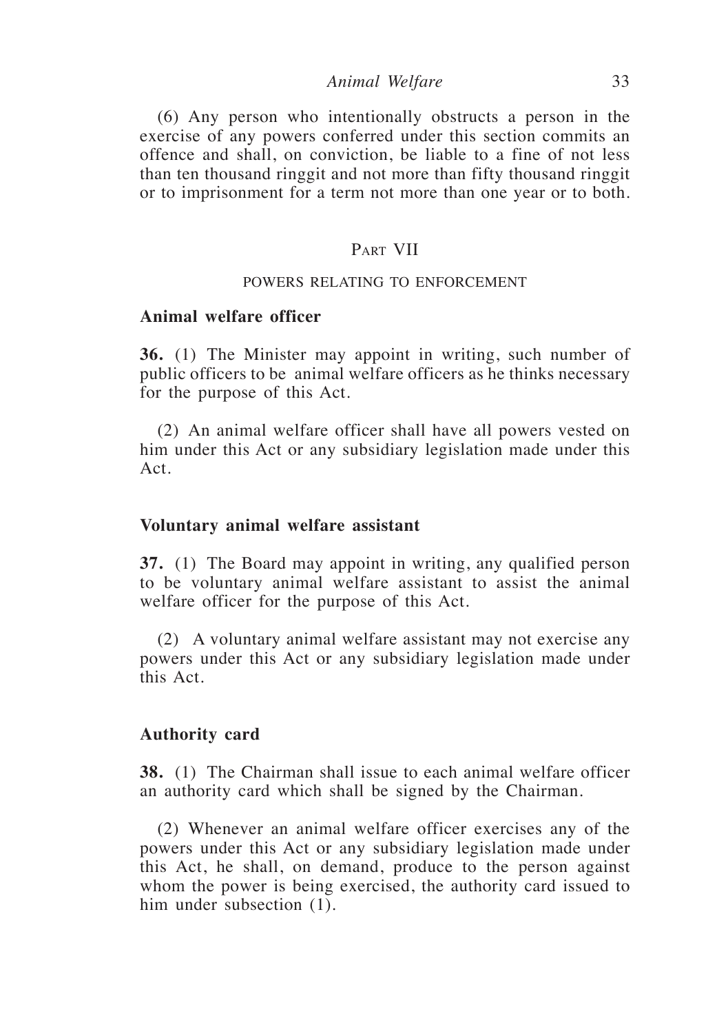(6) Any person who intentionally obstructs a person in the exercise of any powers conferred under this section commits an offence and shall, on conviction, be liable to a fine of not less than ten thousand ringgit and not more than fifty thousand ringgit or to imprisonment for a term not more than one year or to both.

## Part VII

### POWERS RELATING TO ENFORCEMENT

**Animal welfare officer**

**36.** (1) The Minister may appoint in writing, such number of public officers to be animal welfare officers as he thinks necessary for the purpose of this Act.

(2) An animal welfare officer shall have all powers vested on him under this Act or any subsidiary legislation made under this Act.

**Voluntary animal welfare assistant**

**37.** (1) The Board may appoint in writing, any qualified person to be voluntary animal welfare assistant to assist the animal welfare officer for the purpose of this Act.

(2) A voluntary animal welfare assistant may not exercise any powers under this Act or any subsidiary legislation made under this Act.

**Authority card**

**38.** (1) The Chairman shall issue to each animal welfare officer an authority card which shall be signed by the Chairman.

(2) Whenever an animal welfare officer exercises any of the powers under this Act or any subsidiary legislation made under this Act, he shall, on demand, produce to the person against whom the power is being exercised, the authority card issued to him under subsection (1).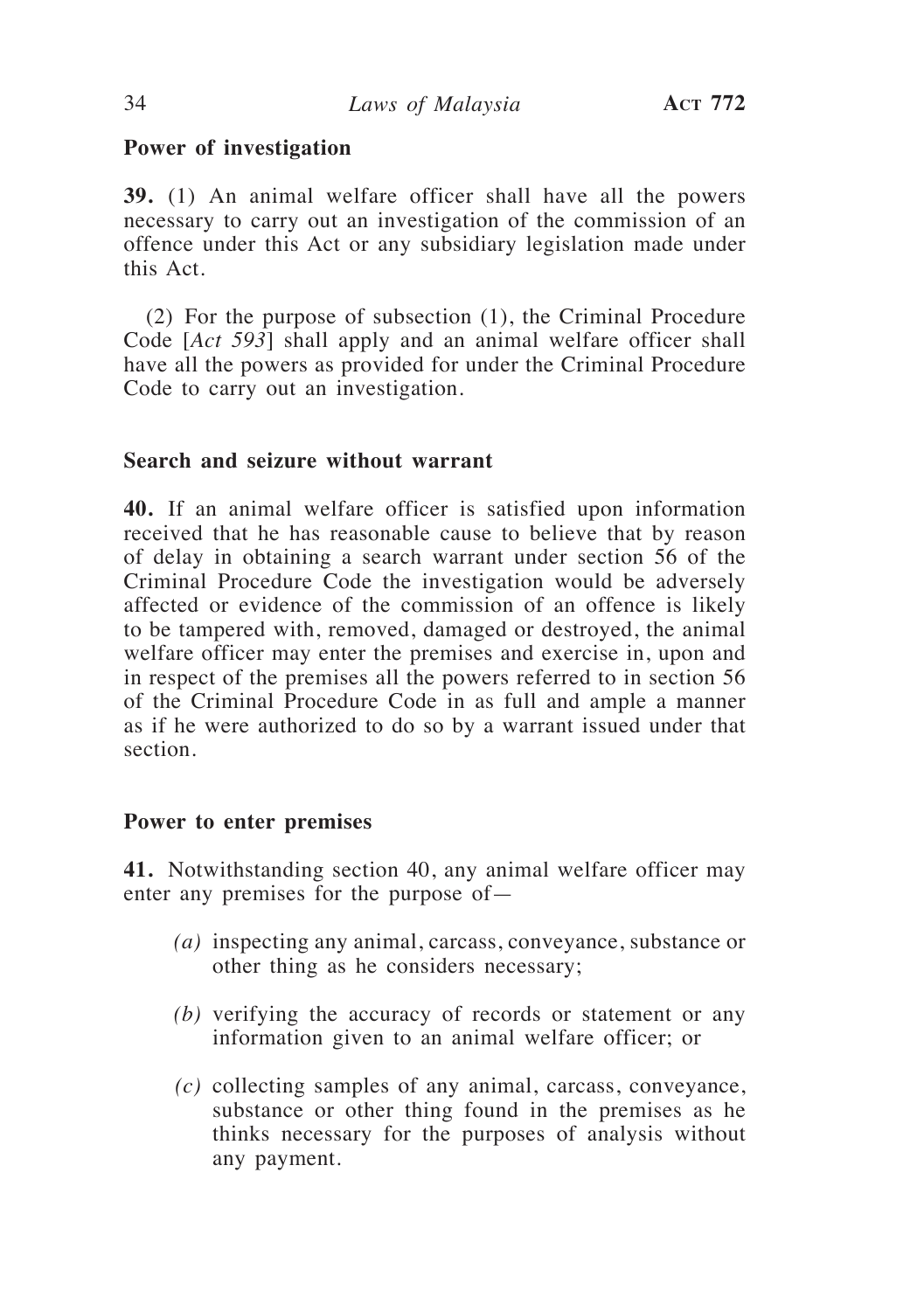### Power of investigation

**39.** (1) An animal welfare officer shall have all the powers necessary to carry out an investigation of the commission of an offence under this Act or any subsidiary legislation made under this Act.

(2) For the purpose of subsection (1), the Criminal Procedure Code [*Act 593*] shall apply and an animal welfare officer shall have all the powers as provided for under the Criminal Procedure Code to carry out an investigation.

### Search and seizure without warrant

**40.** If an animal welfare officer is satisfied upon information received that he has reasonable cause to believe that by reason of delay in obtaining a search warrant under section 56 of the Criminal Procedure Code the investigation would be adversely affected or evidence of the commission of an offence is likely to be tampered with, removed, damaged or destroyed, the animal welfare officer may enter the premises and exercise in, upon and in respect of the premises all the powers referred to in section 56 of the Criminal Procedure Code in as full and ample a manner as if he were authorized to do so by a warrant issued under that section.

### Power to enter premises

**41.** Notwithstanding section 40, any animal welfare officer may enter any premises for the purpose of—

*(a)* inspecting any animal, carcass, conveyance, substance or other thing as he considers necessary;

*(b)* verifying the accuracy of records or statement or any information given to an animal welfare officer; or

*(c)* collecting samples of any animal, carcass, conveyance, substance or other thing found in the premises as he thinks necessary for the purposes of analysis without any payment.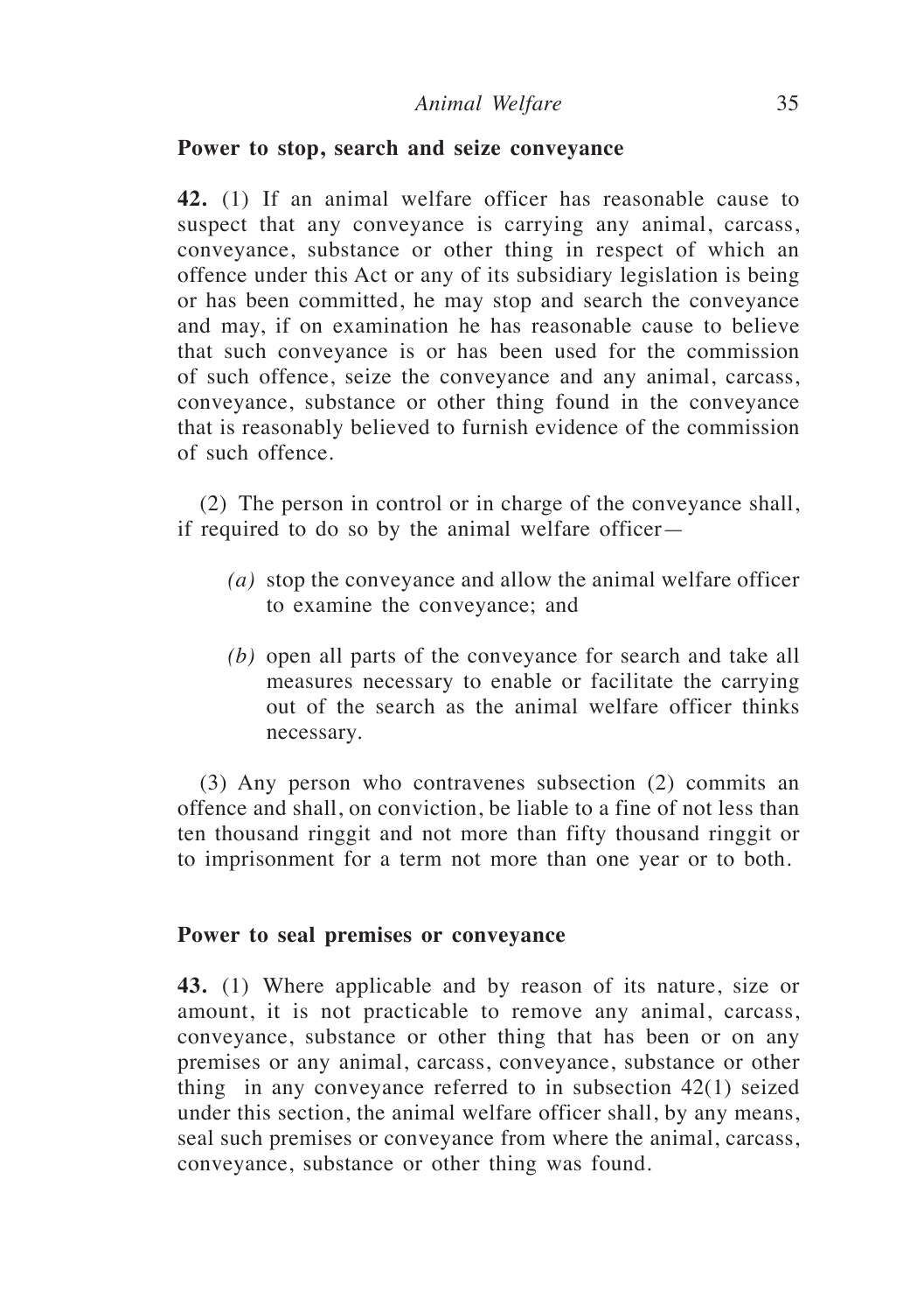**Power to stop, search and seize conveyance**

**42.** (1) If an animal welfare officer has reasonable cause to suspect that any conveyance is carrying any animal, carcass, conveyance, substance or other thing in respect of which an offence under this Act or any of its subsidiary legislation is being or has been committed, he may stop and search the conveyance and may, if on examination he has reasonable cause to believe that such conveyance is or has been used for the commission of such offence, seize the conveyance and any animal, carcass, conveyance, substance or other thing found in the conveyance that is reasonably believed to furnish evidence of the commission of such offence.

(2) The person in control or in charge of the conveyance shall, if required to do so by the animal welfare officer—

*(a)* stop the conveyance and allow the animal welfare officer to examine the conveyance; and

*(b)* open all parts of the conveyance for search and take all measures necessary to enable or facilitate the carrying out of the search as the animal welfare officer thinks necessary.

(3) Any person who contravenes subsection (2) commits an offence and shall, on conviction, be liable to a fine of not less than ten thousand ringgit and not more than fifty thousand ringgit or to imprisonment for a term not more than one year or to both.

**Power to seal premises or conveyance**

**43.** (1) Where applicable and by reason of its nature, size or amount, it is not practicable to remove any animal, carcass, conveyance, substance or other thing that has been or on any premises or any animal, carcass, conveyance, substance or other thing in any conveyance referred to in subsection 42(1) seized under this section, the animal welfare officer shall, by any means, seal such premises or conveyance from where the animal, carcass, conveyance, substance or other thing was found.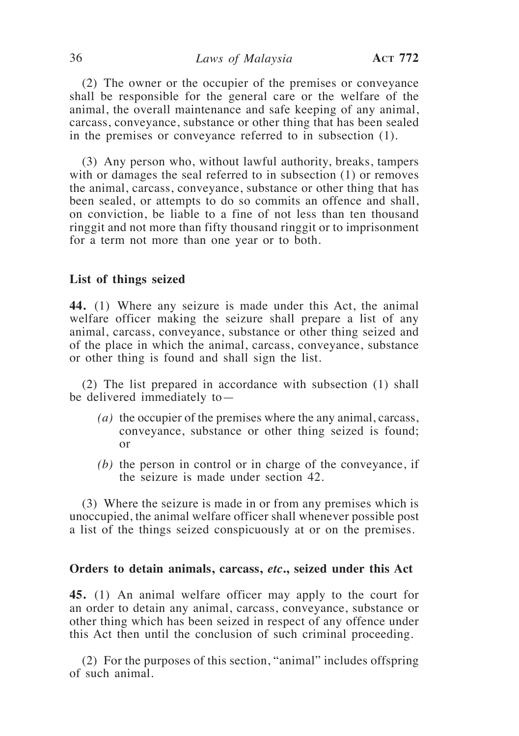(2) The owner or the occupier of the premises or conveyance shall be responsible for the general care or the welfare of the animal, the overall maintenance and safe keeping of any animal, carcass, conveyance, substance or other thing that has been sealed in the premises or conveyance referred to in subsection (1).

(3) Any person who, without lawful authority, breaks, tampers with or damages the seal referred to in subsection (1) or removes the animal, carcass, conveyance, substance or other thing that has been sealed, or attempts to do so commits an offence and shall, on conviction, be liable to a fine of not less than ten thousand ringgit and not more than fifty thousand ringgit or to imprisonment for a term not more than one year or to both.

**List of things seized**

**44.** (1) Where any seizure is made under this Act, the animal welfare officer making the seizure shall prepare a list of any animal, carcass, conveyance, substance or other thing seized and of the place in which the animal, carcass, conveyance, substance or other thing is found and shall sign the list.

(2) The list prepared in accordance with subsection (1) shall be delivered immediately to—

- *(a)* the occupier of the premises where the any animal, carcass, conveyance, substance or other thing seized is found; or
- *(b)* the person in control or in charge of the conveyance, if the seizure is made under section 42.

(3) Where the seizure is made in or from any premises which is unoccupied, the animal welfare officer shall whenever possible post a list of the things seized conspicuously at or on the premises.

**Orders to detain animals, carcass, *etc*., seized under this Act**

**45.** (1) An animal welfare officer may apply to the court for an order to detain any animal, carcass, conveyance, substance or other thing which has been seized in respect of any offence under this Act then until the conclusion of such criminal proceeding.

(2) For the purposes of this section, "animal" includes offspring of such animal.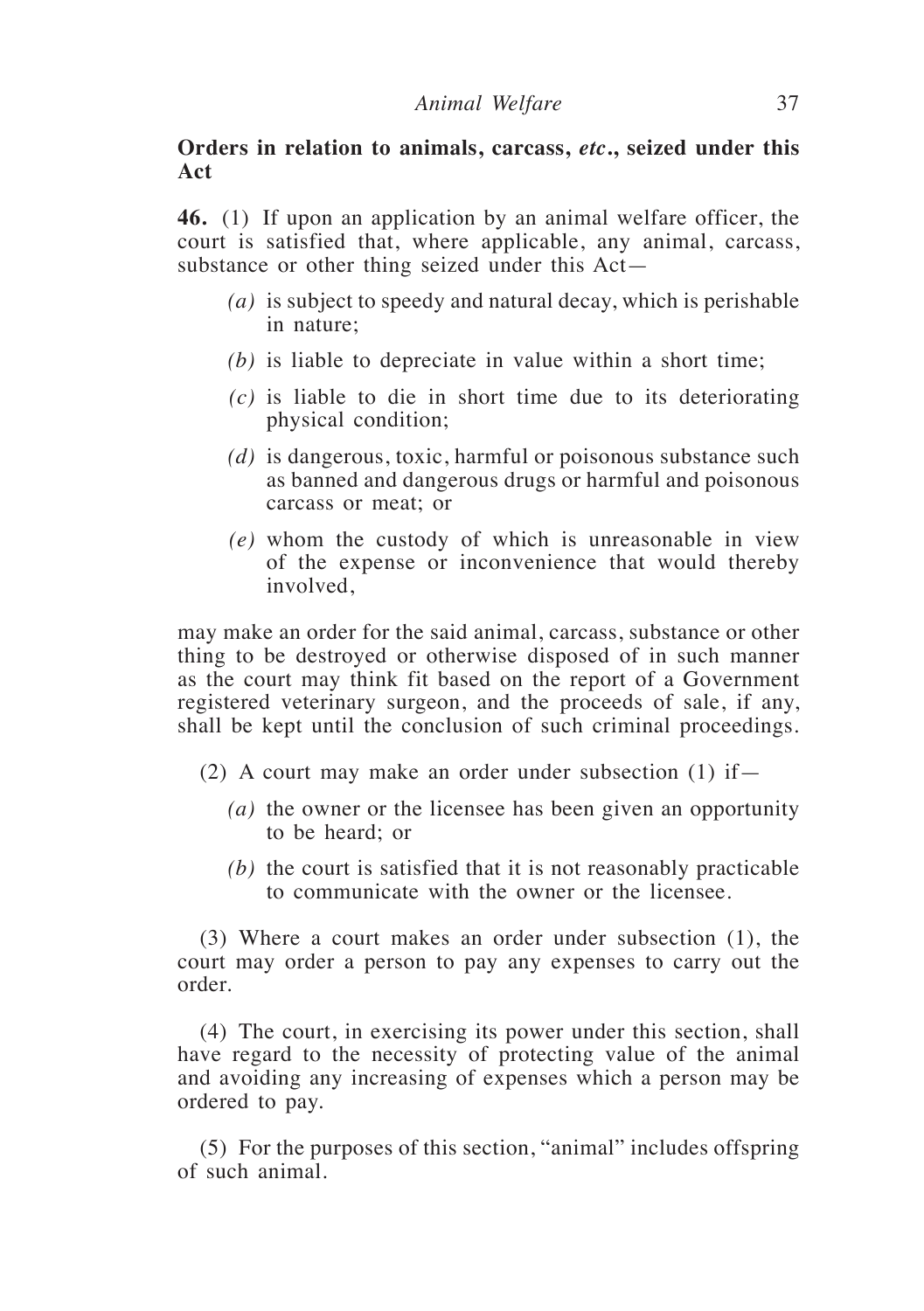**Orders in relation to animals, carcass, *etc*., seized under this Act**

**46.** (1) If upon an application by an animal welfare officer, the court is satisfied that, where applicable, any animal, carcass, substance or other thing seized under this Act—

*(a)* is subject to speedy and natural decay, which is perishable in nature;

*(b)* is liable to depreciate in value within a short time;

*(c)* is liable to die in short time due to its deteriorating physical condition;

*(d)* is dangerous, toxic, harmful or poisonous substance such as banned and dangerous drugs or harmful and poisonous carcass or meat; or

*(e)* whom the custody of which is unreasonable in view of the expense or inconvenience that would thereby involved,

may make an order for the said animal, carcass, substance or other thing to be destroyed or otherwise disposed of in such manner as the court may think fit based on the report of a Government registered veterinary surgeon, and the proceeds of sale, if any, shall be kept until the conclusion of such criminal proceedings.

(2) A court may make an order under subsection (1) if—

*(a)* the owner or the licensee has been given an opportunity to be heard; or

*(b)* the court is satisfied that it is not reasonably practicable to communicate with the owner or the licensee.

(3) Where a court makes an order under subsection (1), the court may order a person to pay any expenses to carry out the order.

(4) The court, in exercising its power under this section, shall have regard to the necessity of protecting value of the animal and avoiding any increasing of expenses which a person may be ordered to pay.

(5) For the purposes of this section, "animal" includes offspring of such animal.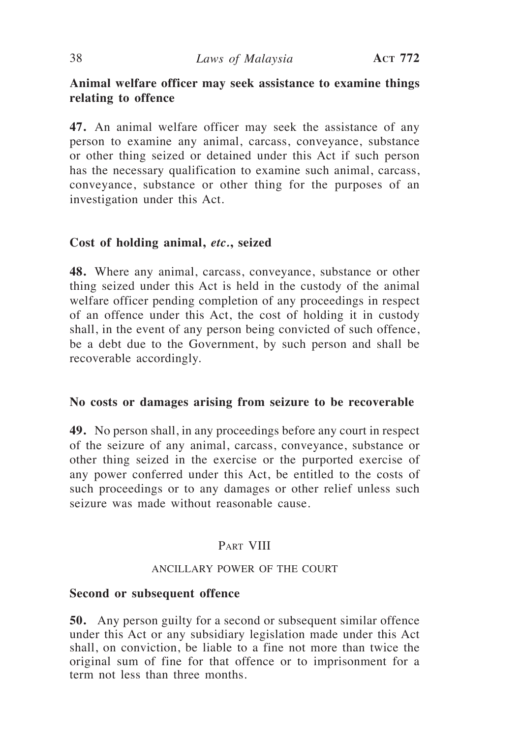**Animal welfare officer may seek assistance to examine things relating to offence**

**47.** An animal welfare officer may seek the assistance of any person to examine any animal, carcass, conveyance, substance or other thing seized or detained under this Act if such person has the necessary qualification to examine such animal, carcass, conveyance, substance or other thing for the purposes of an investigation under this Act.

**Cost of holding animal, *etc.*, seized**

**48.** Where any animal, carcass, conveyance, substance or other thing seized under this Act is held in the custody of the animal welfare officer pending completion of any proceedings in respect of an offence under this Act, the cost of holding it in custody shall, in the event of any person being convicted of such offence, be a debt due to the Government, by such person and shall be recoverable accordingly.

**No costs or damages arising from seizure to be recoverable**

**49.** No person shall, in any proceedings before any court in respect of the seizure of any animal, carcass, conveyance, substance or other thing seized in the exercise or the purported exercise of any power conferred under this Act, be entitled to the costs of such proceedings or to any damages or other relief unless such seizure was made without reasonable cause.

## Part VIII

### ANCILLARY POWER OF THE COURT

**Second or subsequent offence**

**50.** Any person guilty for a second or subsequent similar offence under this Act or any subsidiary legislation made under this Act shall, on conviction, be liable to a fine not more than twice the original sum of fine for that offence or to imprisonment for a term not less than three months.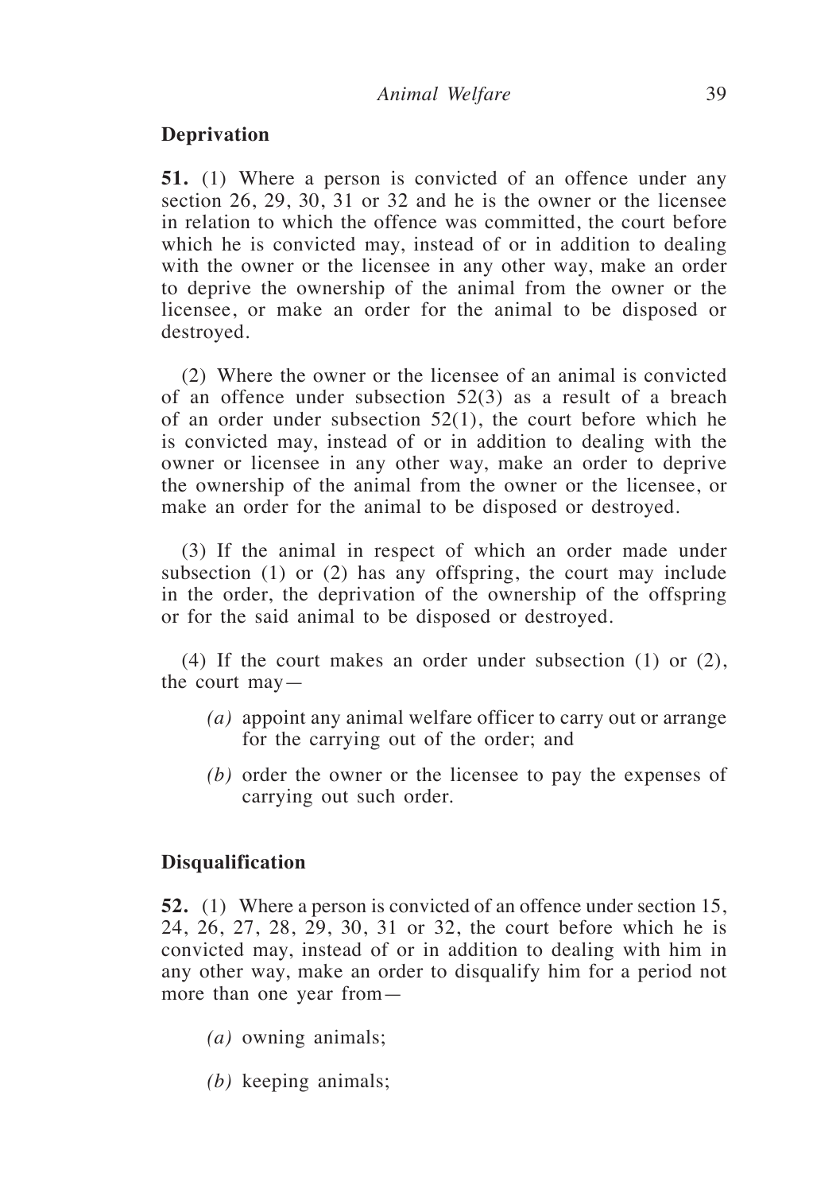**Deprivation**

**51.** (1) Where a person is convicted of an offence under any section 26, 29, 30, 31 or 32 and he is the owner or the licensee in relation to which the offence was committed, the court before which he is convicted may, instead of or in addition to dealing with the owner or the licensee in any other way, make an order to deprive the ownership of the animal from the owner or the licensee, or make an order for the animal to be disposed or destroyed.

(2) Where the owner or the licensee of an animal is convicted of an offence under subsection 52(3) as a result of a breach of an order under subsection 52(1), the court before which he is convicted may, instead of or in addition to dealing with the owner or licensee in any other way, make an order to deprive the ownership of the animal from the owner or the licensee, or make an order for the animal to be disposed or destroyed.

(3) If the animal in respect of which an order made under subsection (1) or (2) has any offspring, the court may include in the order, the deprivation of the ownership of the offspring or for the said animal to be disposed or destroyed.

(4) If the court makes an order under subsection (1) or (2), the court may—

- *(a)* appoint any animal welfare officer to carry out or arrange for the carrying out of the order; and
- *(b)* order the owner or the licensee to pay the expenses of carrying out such order.

**Disqualification**

**52.** (1) Where a person is convicted of an offence under section 15, 24, 26, 27, 28, 29, 30, 31 or 32, the court before which he is convicted may, instead of or in addition to dealing with him in any other way, make an order to disqualify him for a period not more than one year from—

- *(a)* owning animals;
- *(b)* keeping animals;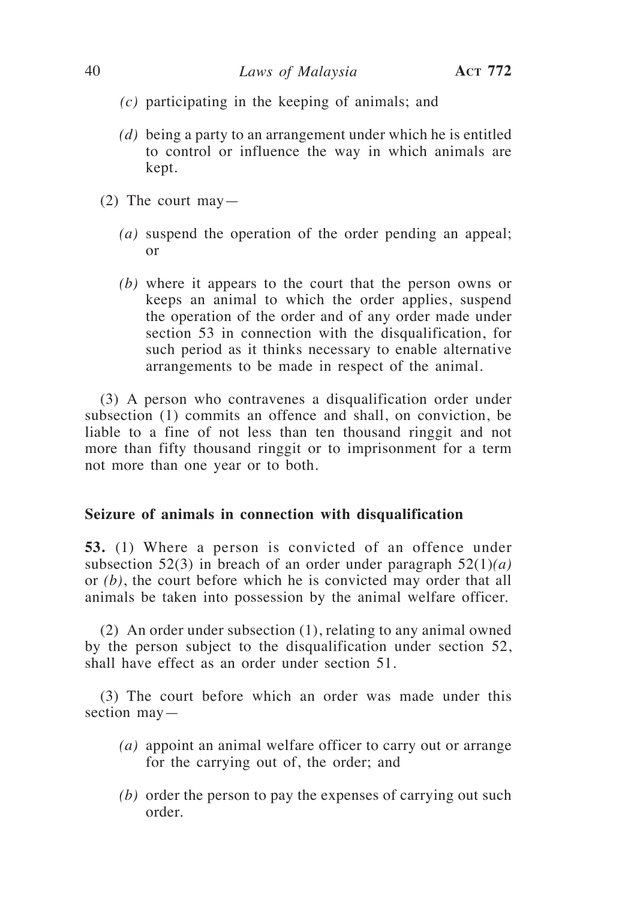*(c)* participating in the keeping of animals; and

*(d)* being a party to an arrangement under which he is entitled to control or influence the way in which animals are kept.

(2) The court may—

*(a)* suspend the operation of the order pending an appeal; or

*(b)* where it appears to the court that the person owns or keeps an animal to which the order applies, suspend the operation of the order and of any order made under section 53 in connection with the disqualification, for such period as it thinks necessary to enable alternative arrangements to be made in respect of the animal.

(3) A person who contravenes a disqualification order under subsection (1) commits an offence and shall, on conviction, be liable to a fine of not less than ten thousand ringgit and not more than fifty thousand ringgit or to imprisonment for a term not more than one year or to both.

**Seizure of animals in connection with disqualification**

**53.** (1) Where a person is convicted of an offence under subsection 52(3) in breach of an order under paragraph 52(1)*(a)* or *(b)*, the court before which he is convicted may order that all animals be taken into possession by the animal welfare officer.

(2) An order under subsection (1), relating to any animal owned by the person subject to the disqualification under section 52, shall have effect as an order under section 51.

(3) The court before which an order was made under this section may—

*(a)* appoint an animal welfare officer to carry out or arrange for the carrying out of, the order; and

*(b)* order the person to pay the expenses of carrying out such order.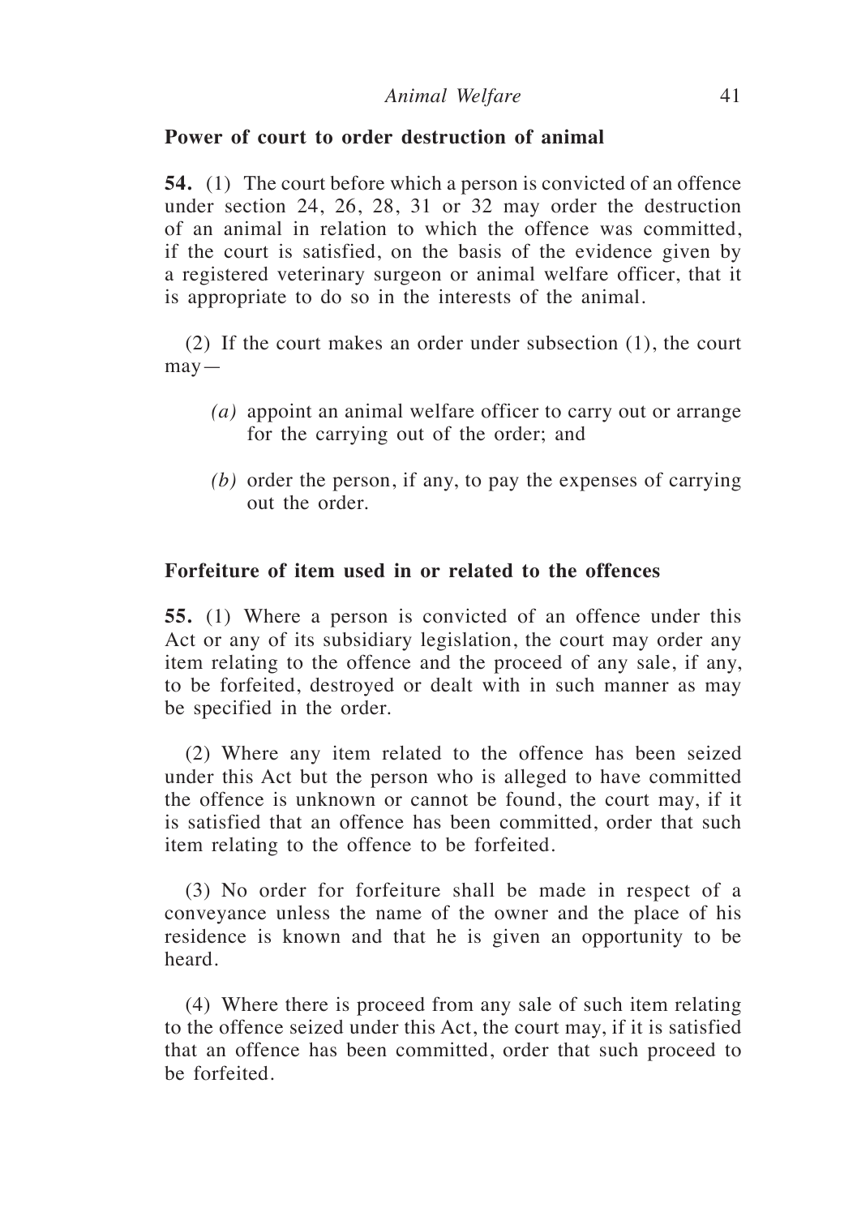**Power of court to order destruction of animal**

**54.** (1) The court before which a person is convicted of an offence under section 24, 26, 28, 31 or 32 may order the destruction of an animal in relation to which the offence was committed, if the court is satisfied, on the basis of the evidence given by a registered veterinary surgeon or animal welfare officer, that it is appropriate to do so in the interests of the animal.

(2) If the court makes an order under subsection (1), the court may—

*(a)* appoint an animal welfare officer to carry out or arrange for the carrying out of the order; and

*(b)* order the person, if any, to pay the expenses of carrying out the order.

**Forfeiture of item used in or related to the offences**

**55.** (1) Where a person is convicted of an offence under this Act or any of its subsidiary legislation, the court may order any item relating to the offence and the proceed of any sale, if any, to be forfeited, destroyed or dealt with in such manner as may be specified in the order.

(2) Where any item related to the offence has been seized under this Act but the person who is alleged to have committed the offence is unknown or cannot be found, the court may, if it is satisfied that an offence has been committed, order that such item relating to the offence to be forfeited.

(3) No order for forfeiture shall be made in respect of a conveyance unless the name of the owner and the place of his residence is known and that he is given an opportunity to be heard.

(4) Where there is proceed from any sale of such item relating to the offence seized under this Act, the court may, if it is satisfied that an offence has been committed, order that such proceed to be forfeited.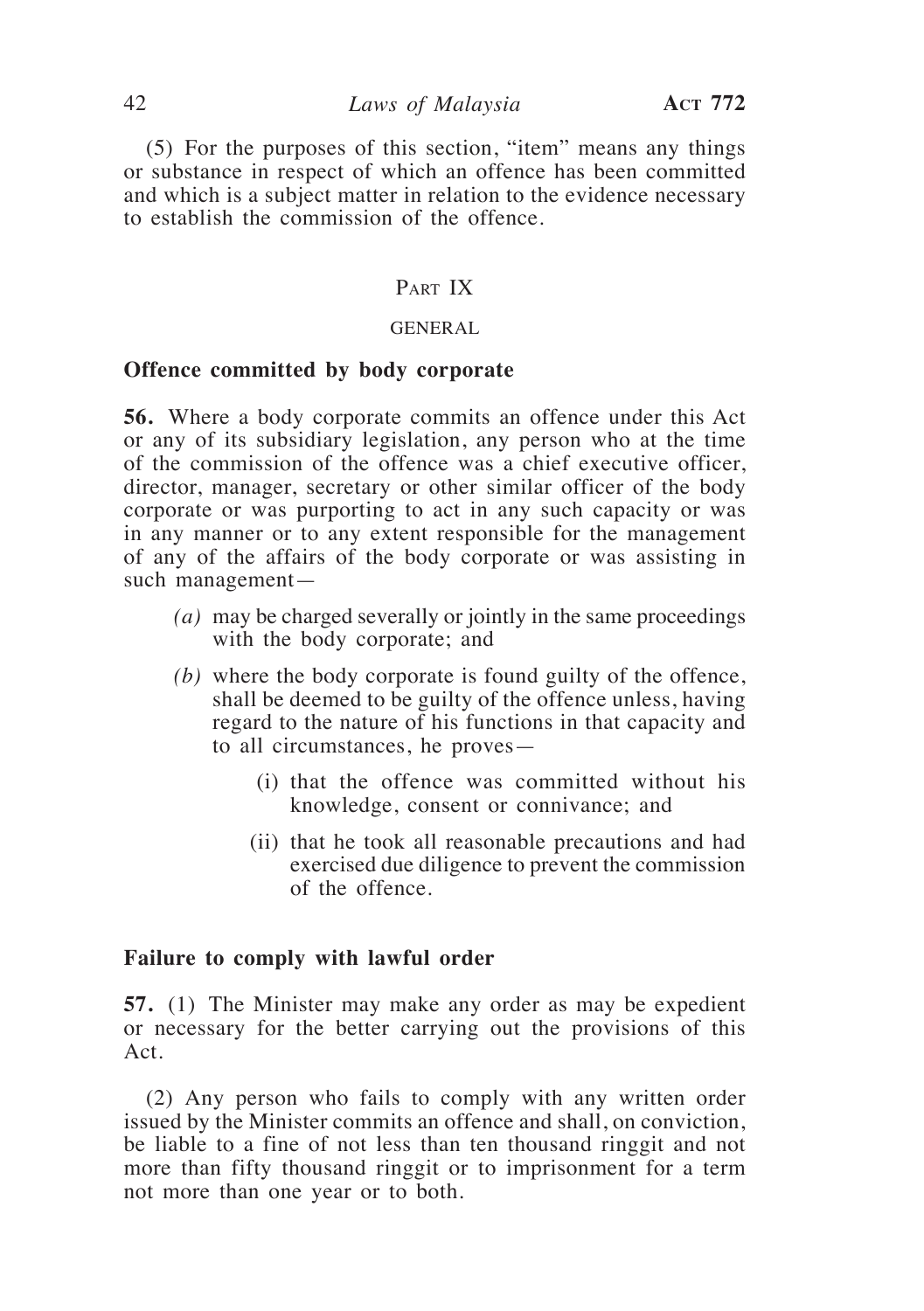(5) For the purposes of this section, "item" means any things or substance in respect of which an offence has been committed and which is a subject matter in relation to the evidence necessary to establish the commission of the offence.

## Part IX

### GENERAL

**Offence committed by body corporate**

**56.** Where a body corporate commits an offence under this Act or any of its subsidiary legislation, any person who at the time of the commission of the offence was a chief executive officer, director, manager, secretary or other similar officer of the body corporate or was purporting to act in any such capacity or was in any manner or to any extent responsible for the management of any of the affairs of the body corporate or was assisting in such management—

*(a)* may be charged severally or jointly in the same proceedings with the body corporate; and

*(b)* where the body corporate is found guilty of the offence, shall be deemed to be guilty of the offence unless, having regard to the nature of his functions in that capacity and to all circumstances, he proves—

(i) that the offence was committed without his knowledge, consent or connivance; and

(ii) that he took all reasonable precautions and had exercised due diligence to prevent the commission of the offence.

**Failure to comply with lawful order**

**57.** (1) The Minister may make any order as may be expedient or necessary for the better carrying out the provisions of this Act.

(2) Any person who fails to comply with any written order issued by the Minister commits an offence and shall, on conviction, be liable to a fine of not less than ten thousand ringgit and not more than fifty thousand ringgit or to imprisonment for a term not more than one year or to both.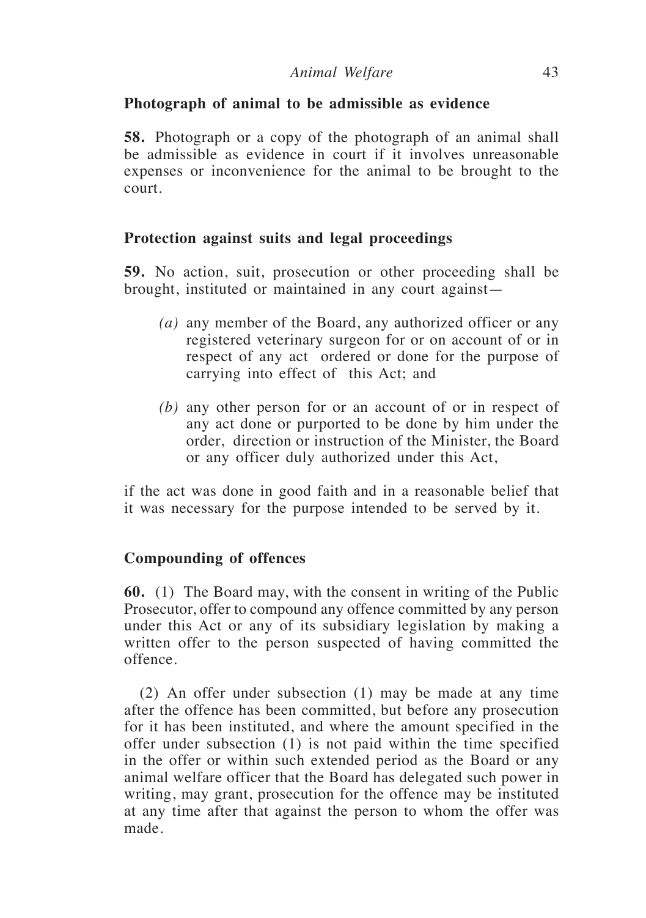**Photograph of animal to be admissible as evidence**

**58.** Photograph or a copy of the photograph of an animal shall be admissible as evidence in court if it involves unreasonable expenses or inconvenience for the animal to be brought to the court.

**Protection against suits and legal proceedings**

**59.** No action, suit, prosecution or other proceeding shall be brought, instituted or maintained in any court against—

- *(a)* any member of the Board, any authorized officer or any registered veterinary surgeon for or on account of or in respect of any act ordered or done for the purpose of carrying into effect of this Act; and

- *(b)* any other person for or an account of or in respect of any act done or purported to be done by him under the order, direction or instruction of the Minister, the Board or any officer duly authorized under this Act,

if the act was done in good faith and in a reasonable belief that it was necessary for the purpose intended to be served by it.

**Compounding of offences**

**60.** (1) The Board may, with the consent in writing of the Public Prosecutor, offer to compound any offence committed by any person under this Act or any of its subsidiary legislation by making a written offer to the person suspected of having committed the offence.

(2) An offer under subsection (1) may be made at any time after the offence has been committed, but before any prosecution for it has been instituted, and where the amount specified in the offer under subsection (1) is not paid within the time specified in the offer or within such extended period as the Board or any animal welfare officer that the Board has delegated such power in writing, may grant, prosecution for the offence may be instituted at any time after that against the person to whom the offer was made.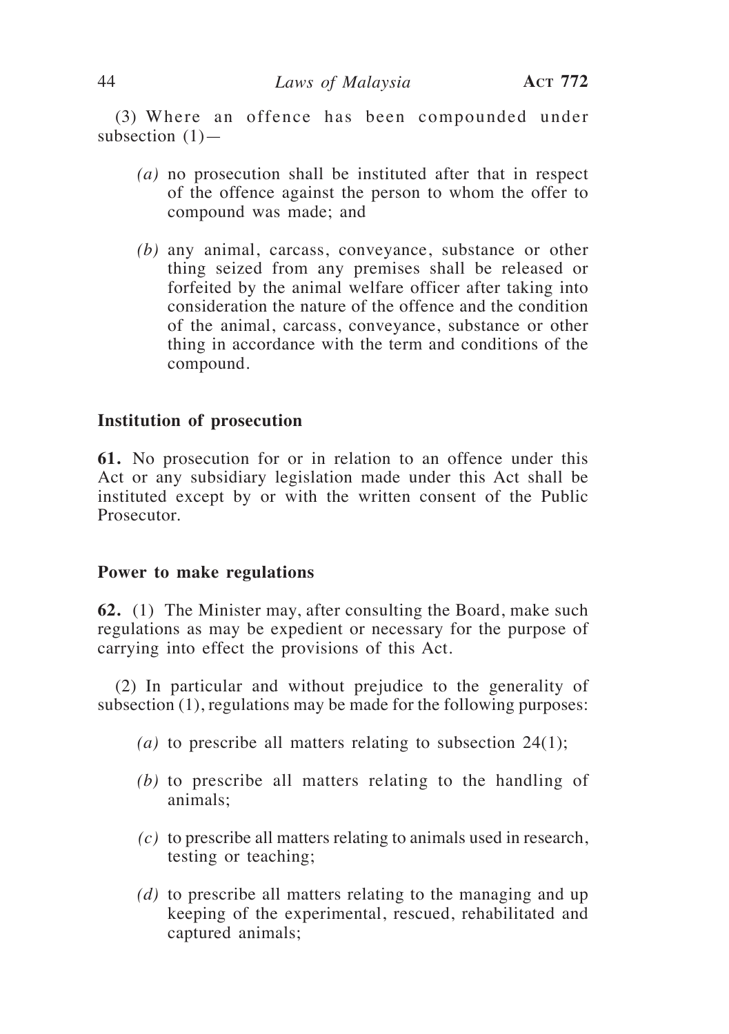(3) Where an offence has been compounded under subsection (1)—

*(a)* no prosecution shall be instituted after that in respect of the offence against the person to whom the offer to compound was made; and

*(b)* any animal, carcass, conveyance, substance or other thing seized from any premises shall be released or forfeited by the animal welfare officer after taking into consideration the nature of the offence and the condition of the animal, carcass, conveyance, substance or other thing in accordance with the term and conditions of the compound.

**Institution of prosecution**

**61.** No prosecution for or in relation to an offence under this Act or any subsidiary legislation made under this Act shall be instituted except by or with the written consent of the Public Prosecutor.

**Power to make regulations**

**62.** (1) The Minister may, after consulting the Board, make such regulations as may be expedient or necessary for the purpose of carrying into effect the provisions of this Act.

(2) In particular and without prejudice to the generality of subsection (1), regulations may be made for the following purposes:

*(a)* to prescribe all matters relating to subsection 24(1);

*(b)* to prescribe all matters relating to the handling of animals;

*(c)* to prescribe all matters relating to animals used in research, testing or teaching;

*(d)* to prescribe all matters relating to the managing and up keeping of the experimental, rescued, rehabilitated and captured animals;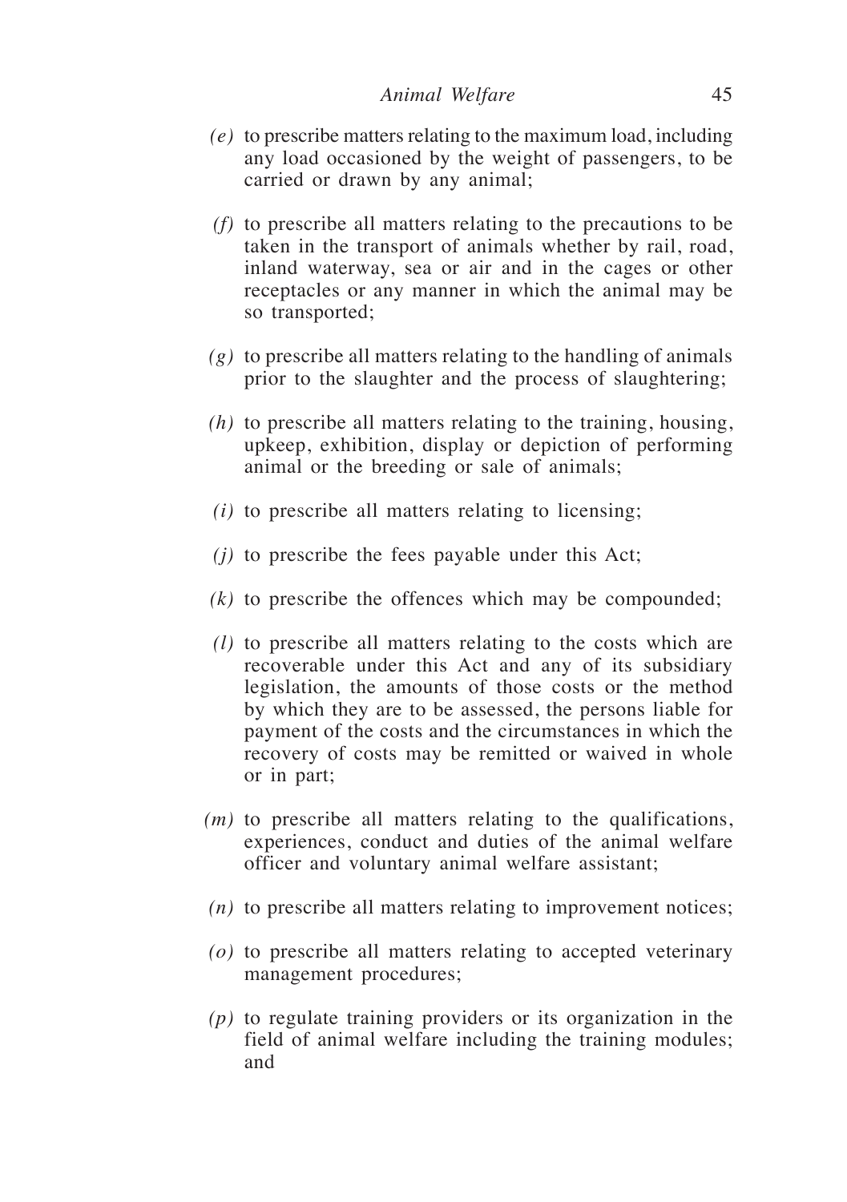*(e)* to prescribe matters relating to the maximum load, including any load occasioned by the weight of passengers, to be carried or drawn by any animal;

*(f)* to prescribe all matters relating to the precautions to be taken in the transport of animals whether by rail, road, inland waterway, sea or air and in the cages or other receptacles or any manner in which the animal may be so transported;

*(g)* to prescribe all matters relating to the handling of animals prior to the slaughter and the process of slaughtering;

*(h)* to prescribe all matters relating to the training, housing, upkeep, exhibition, display or depiction of performing animal or the breeding or sale of animals;

*(i)* to prescribe all matters relating to licensing;

*(j)* to prescribe the fees payable under this Act;

*(k)* to prescribe the offences which may be compounded;

*(l)* to prescribe all matters relating to the costs which are recoverable under this Act and any of its subsidiary legislation, the amounts of those costs or the method by which they are to be assessed, the persons liable for payment of the costs and the circumstances in which the recovery of costs may be remitted or waived in whole or in part;

*(m)* to prescribe all matters relating to the qualifications, experiences, conduct and duties of the animal welfare officer and voluntary animal welfare assistant;

*(n)* to prescribe all matters relating to improvement notices;

*(o)* to prescribe all matters relating to accepted veterinary management procedures;

*(p)* to regulate training providers or its organization in the field of animal welfare including the training modules; and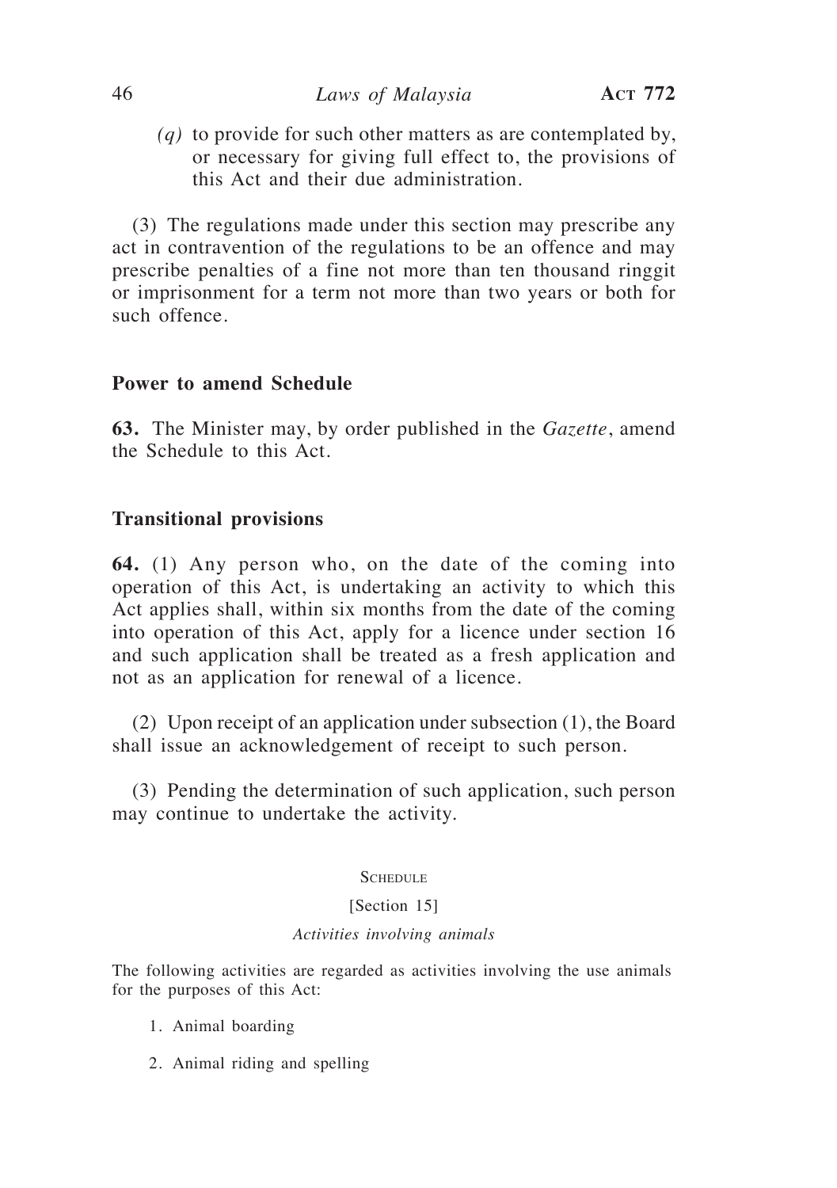*(q)* to provide for such other matters as are contemplated by, or necessary for giving full effect to, the provisions of this Act and their due administration.

(3) The regulations made under this section may prescribe any act in contravention of the regulations to be an offence and may prescribe penalties of a fine not more than ten thousand ringgit or imprisonment for a term not more than two years or both for such offence.

### Power to amend Schedule

**63.** The Minister may, by order published in the *Gazette*, amend the Schedule to this Act.

### Transitional provisions

**64.** (1) Any person who, on the date of the coming into operation of this Act, is undertaking an activity to which this Act applies shall, within six months from the date of the coming into operation of this Act, apply for a licence under section 16 and such application shall be treated as a fresh application and not as an application for renewal of a licence.

(2) Upon receipt of an application under subsection (1), the Board shall issue an acknowledgement of receipt to such person.

(3) Pending the determination of such application, such person may continue to undertake the activity.

## Schedule

[Section 15]

*Activities involving animals*

The following activities are regarded as activities involving the use animals for the purposes of this Act:

1. Animal boarding

2. Animal riding and spelling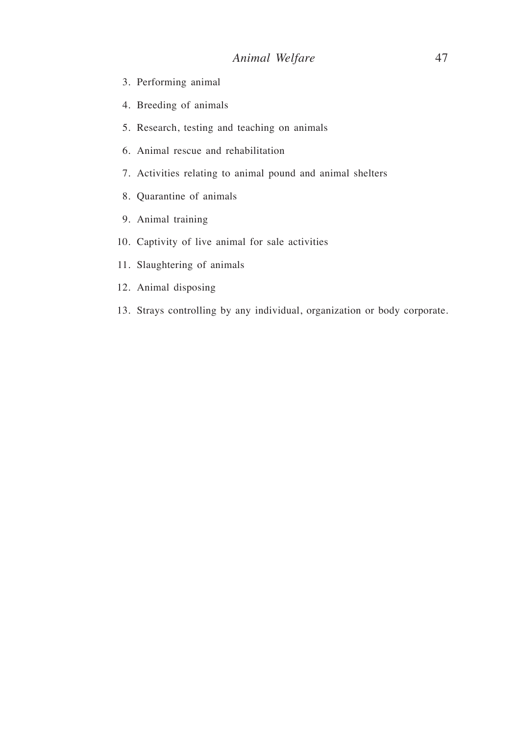3. Performing animal
4. Breeding of animals
5. Research, testing and teaching on animals
6. Animal rescue and rehabilitation
7. Activities relating to animal pound and animal shelters
8. Quarantine of animals
9. Animal training
10. Captivity of live animal for sale activities
11. Slaughtering of animals
12. Animal disposing
13. Strays controlling by any individual, organization or body corporate.